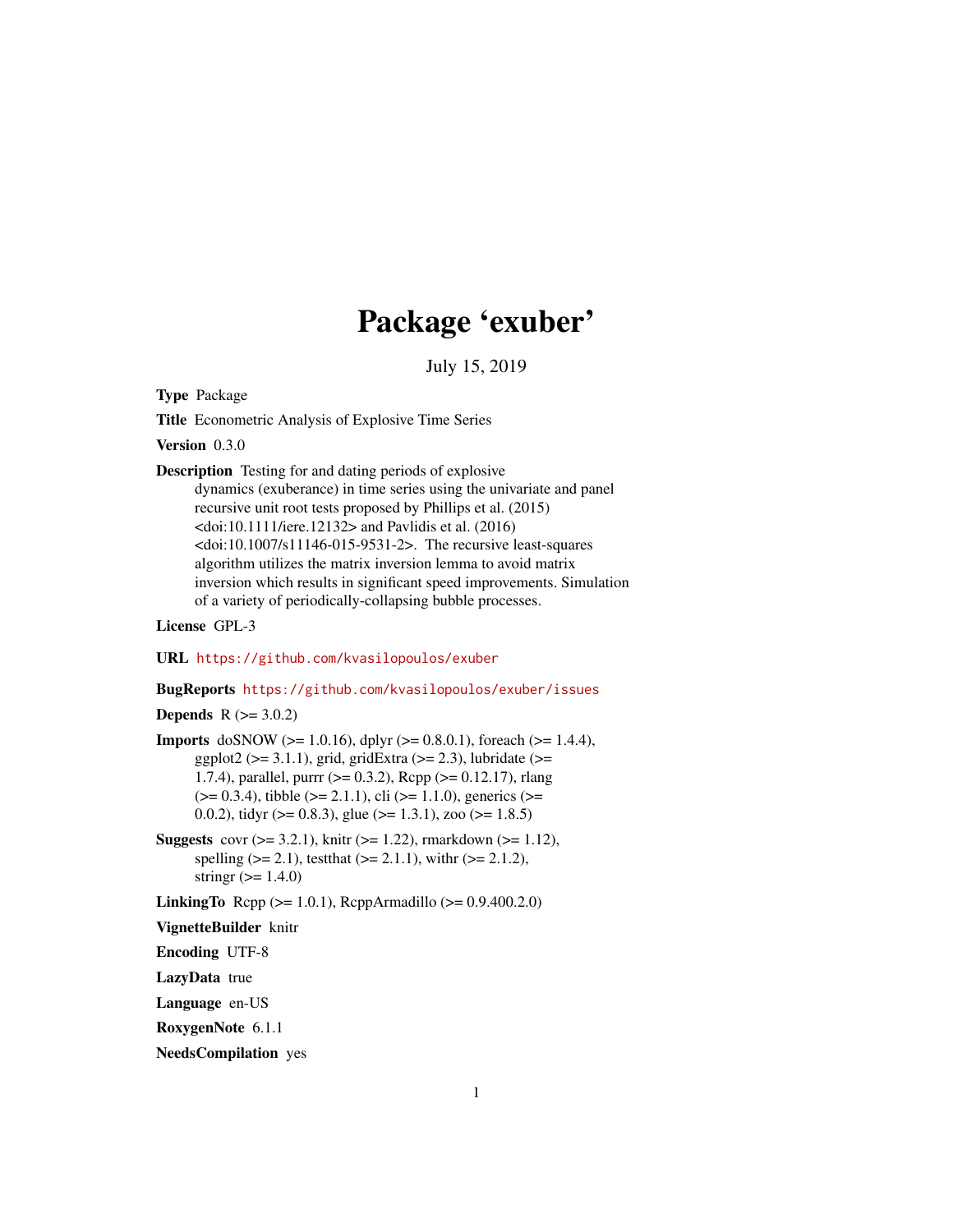# Package 'exuber'

July 15, 2019

**Type** Package

**Title** Econometric Analysis of Explosive Time Series

**Version** 0.3.0

**Description** Testing for and dating periods of explosive dynamics (exuberance) in time series using the univariate and panel recursive unit root tests proposed by Phillips et al. (2015) <doi:10.1111/iere.12132> and Pavlidis et al. (2016) <doi:10.1007/s11146-015-9531-2>. The recursive least-squares algorithm utilizes the matrix inversion lemma to avoid matrix inversion which results in significant speed improvements. Simulation of a variety of periodically-collapsing bubble processes.

**License** GPL-3

**URL** https://github.com/kvasilopoulos/exuber

**BugReports** https://github.com/kvasilopoulos/exuber/issues

**Depends** R (>= 3.0.2)

**Imports** doSNOW (>= 1.0.16), dplyr (>= 0.8.0.1), foreach (>= 1.4.4), ggplot2 (>= 3.1.1), grid, gridExtra (>= 2.3), lubridate (>= 1.7.4), parallel, purrr (>= 0.3.2), Rcpp (>= 0.12.17), rlang (>= 0.3.4), tibble (>= 2.1.1), cli (>= 1.1.0), generics (>= 0.0.2), tidyr (>= 0.8.3), glue (>= 1.3.1), zoo (>= 1.8.5)

**Suggests** covr (>= 3.2.1), knitr (>= 1.22), rmarkdown (>= 1.12), spelling (>= 2.1), testthat (>= 2.1.1), withr (>= 2.1.2), stringr (>= 1.4.0)

**LinkingTo** Rcpp (>= 1.0.1), RcppArmadillo (>= 0.9.400.2.0)

**VignetteBuilder** knitr

**Encoding** UTF-8

**LazyData** true

**Language** en-US

**RoxygenNote** 6.1.1

**NeedsCompilation** yes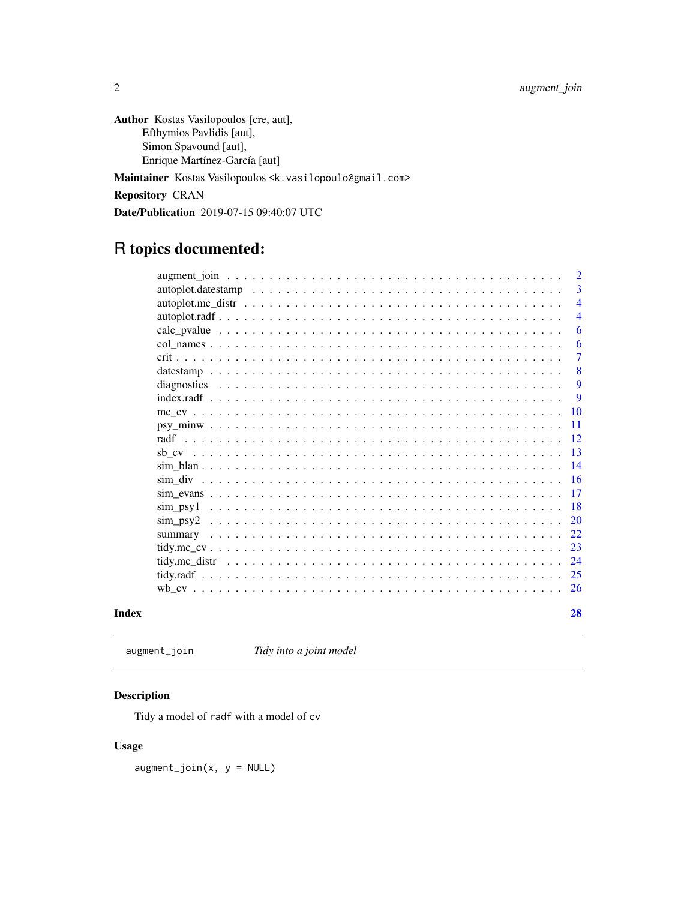**Author** Kostas Vasilopoulos [cre, aut],
Efthymios Pavlidis [aut],
Simon Spavound [aut],
Enrique Martínez-García [aut]

**Maintainer** Kostas Vasilopoulos <k.vasilopoulo@gmail.com>

**Repository** CRAN

**Date/Publication** 2019-07-15 09:40:07 UTC

# R topics documented:

| | |
|---|---|
| augment_join | 2 |
| autoplot.datestamp | 3 |
| autoplot.mc_distr | 4 |
| autoplot.radf | 4 |
| calc_pvalue | 6 |
| col_names | 6 |
| crit | 7 |
| datestamp | 8 |
| diagnostics | 9 |
| index.radf | 9 |
| mc_cv | 10 |
| psy_minw | 11 |
| radf | 12 |
| sb_cv | 13 |
| sim_blan | 14 |
| sim_div | 16 |
| sim_evans | 17 |
| sim_psy1 | 18 |
| sim_psy2 | 20 |
| summary | 22 |
| tidy.mc_cv | 23 |
| tidy.mc_distr | 24 |
| tidy.radf | 25 |
| wb_cv | 26 |
| **Index** | **28** |

---

`augment_join` *Tidy into a joint model*

---

## Description

Tidy a model of `radf` with a model of `cv`

## Usage

```
augment_join(x, y = NULL)
```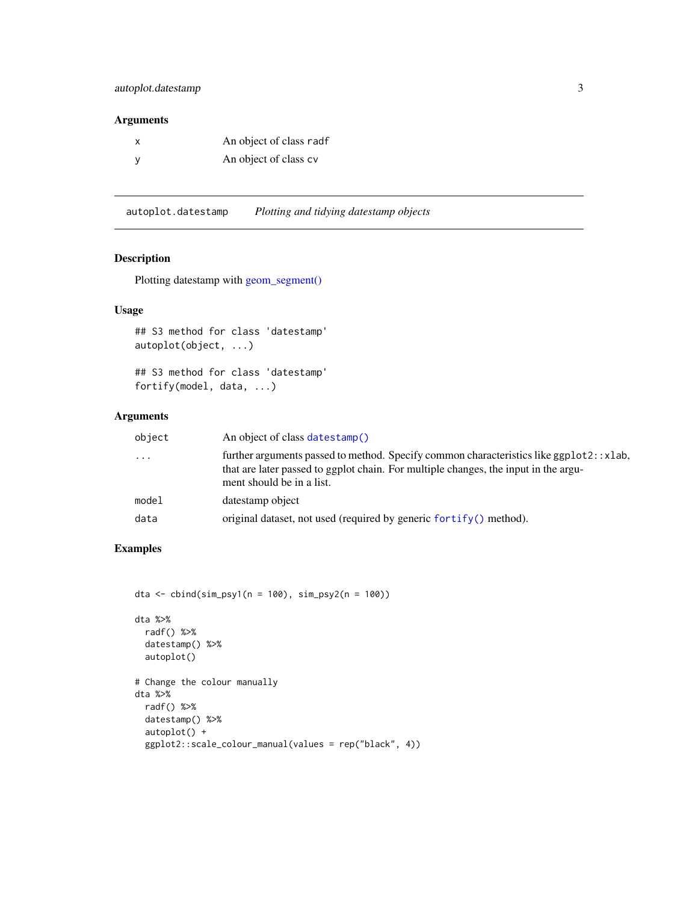## Arguments

| | |
|---|---|
| x | An object of class `radf` |
| y | An object of class `cv` |

---

## autoplot.datestamp — *Plotting and tidying datestamp objects*

---

### Description

Plotting datestamp with geom_segment()

### Usage

```
## S3 method for class 'datestamp'
autoplot(object, ...)

## S3 method for class 'datestamp'
fortify(model, data, ...)
```

### Arguments

| | |
|---|---|
| object | An object of class `datestamp()` |
| ... | further arguments passed to method. Specify common characteristics like `ggplot2::xlab`, that are later passed to ggplot chain. For multiple changes, the input in the argument should be in a list. |
| model | datestamp object |
| data | original dataset, not used (required by generic `fortify()` method). |

### Examples

```
dta <- cbind(sim_psy1(n = 100), sim_psy2(n = 100))

dta %>%
  radf() %>%
  datestamp() %>%
  autoplot()

# Change the colour manually
dta %>%
  radf() %>%
  datestamp() %>%
  autoplot() +
  ggplot2::scale_colour_manual(values = rep("black", 4))
```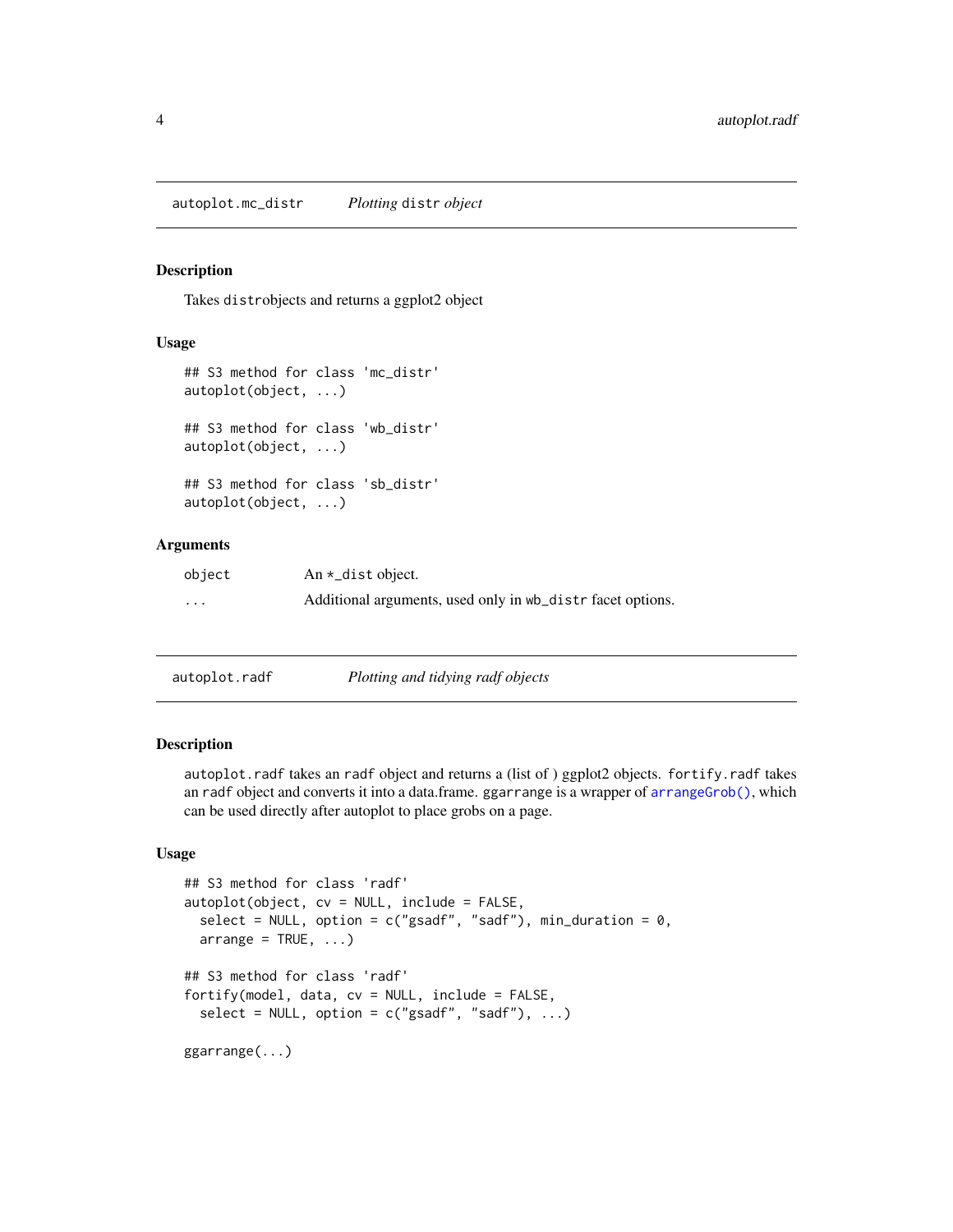## autoplot.mc_distr — *Plotting* distr *object*

### Description

Takes distrobjects and returns a ggplot2 object

### Usage

```
## S3 method for class 'mc_distr'
autoplot(object, ...)

## S3 method for class 'wb_distr'
autoplot(object, ...)

## S3 method for class 'sb_distr'
autoplot(object, ...)
```

### Arguments

| | |
|---|---|
| `object` | An `*_dist` object. |
| `...` | Additional arguments, used only in `wb_distr` facet options. |

## autoplot.radf — *Plotting and tidying radf objects*

### Description

`autoplot.radf` takes an `radf` object and returns a (list of ) ggplot2 objects. `fortify.radf` takes an `radf` object and converts it into a data.frame. `ggarrange` is a wrapper of `arrangeGrob()`, which can be used directly after autoplot to place grobs on a page.

### Usage

```
## S3 method for class 'radf'
autoplot(object, cv = NULL, include = FALSE,
  select = NULL, option = c("gsadf", "sadf"), min_duration = 0,
  arrange = TRUE, ...)

## S3 method for class 'radf'
fortify(model, data, cv = NULL, include = FALSE,
  select = NULL, option = c("gsadf", "sadf"), ...)

ggarrange(...)
```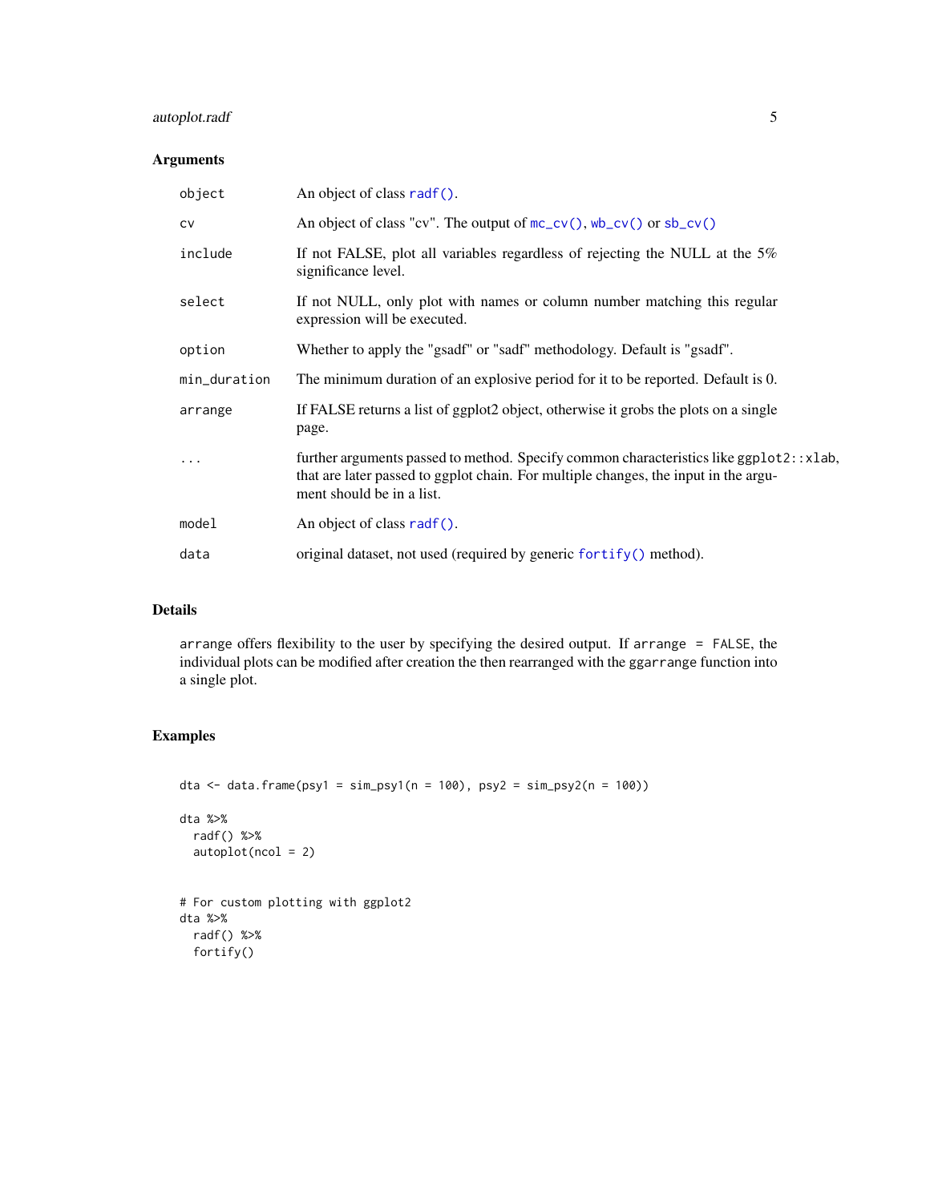## Arguments

| | |
|---|---|
| object | An object of class `radf()`. |
| cv | An object of class "cv". The output of `mc_cv()`, `wb_cv()` or `sb_cv()` |
| include | If not FALSE, plot all variables regardless of rejecting the NULL at the 5% significance level. |
| select | If not NULL, only plot with names or column number matching this regular expression will be executed. |
| option | Whether to apply the "gsadf" or "sadf" methodology. Default is "gsadf". |
| min_duration | The minimum duration of an explosive period for it to be reported. Default is 0. |
| arrange | If FALSE returns a list of ggplot2 object, otherwise it grobs the plots on a single page. |
| ... | further arguments passed to method. Specify common characteristics like `ggplot2::xlab`, that are later passed to ggplot chain. For multiple changes, the input in the argument should be in a list. |
| model | An object of class `radf()`. |
| data | original dataset, not used (required by generic `fortify()` method). |

## Details

`arrange` offers flexibility to the user by specifying the desired output. If `arrange = FALSE`, the individual plots can be modified after creation the then rearranged with the `ggarrange` function into a single plot.

## Examples

```
dta <- data.frame(psy1 = sim_psy1(n = 100), psy2 = sim_psy2(n = 100))

dta %>%
  radf() %>%
  autoplot(ncol = 2)


# For custom plotting with ggplot2
dta %>%
  radf() %>%
  fortify()
```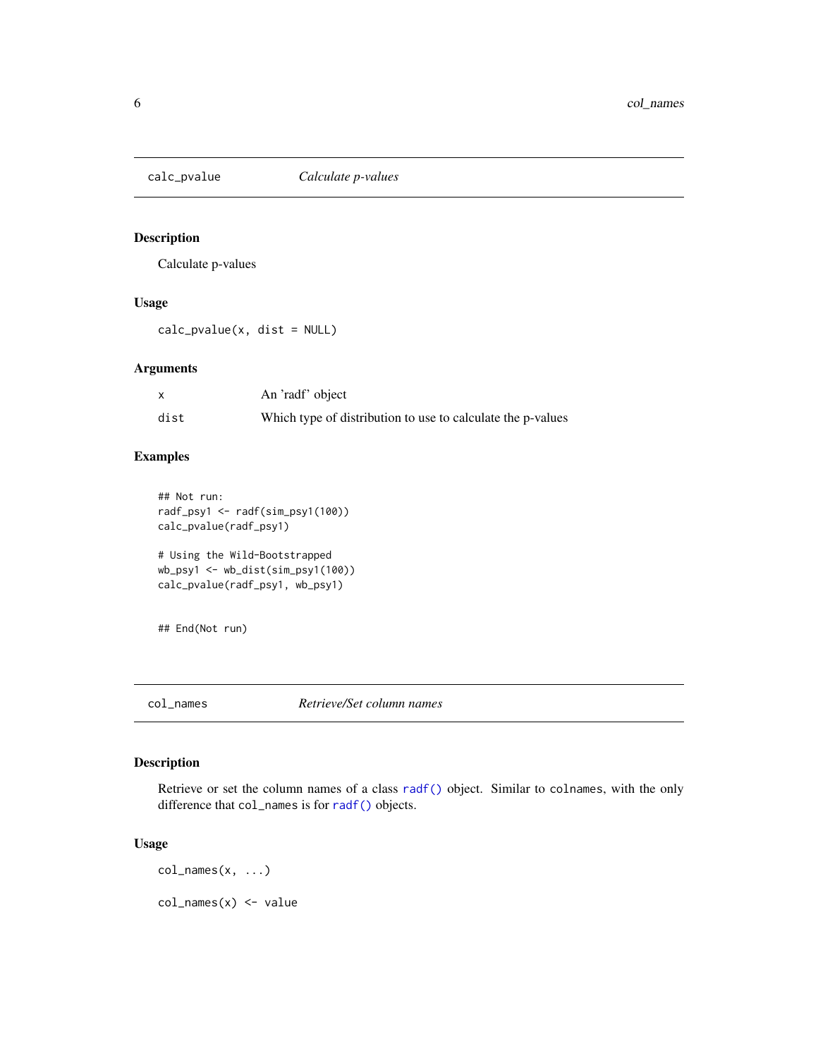## calc_pvalue *Calculate p-values*

### Description

Calculate p-values

### Usage

```
calc_pvalue(x, dist = NULL)
```

### Arguments

| | |
|---|---|
| x | An 'radf' object |
| dist | Which type of distribution to use to calculate the p-values |

### Examples

```
## Not run:
radf_psy1 <- radf(sim_psy1(100))
calc_pvalue(radf_psy1)

# Using the Wild-Bootstrapped
wb_psy1 <- wb_dist(sim_psy1(100))
calc_pvalue(radf_psy1, wb_psy1)


## End(Not run)
```

## col_names *Retrieve/Set column names*

### Description

Retrieve or set the column names of a class radf() object. Similar to colnames, with the only difference that col_names is for radf() objects.

### Usage

```
col_names(x, ...)

col_names(x) <- value
```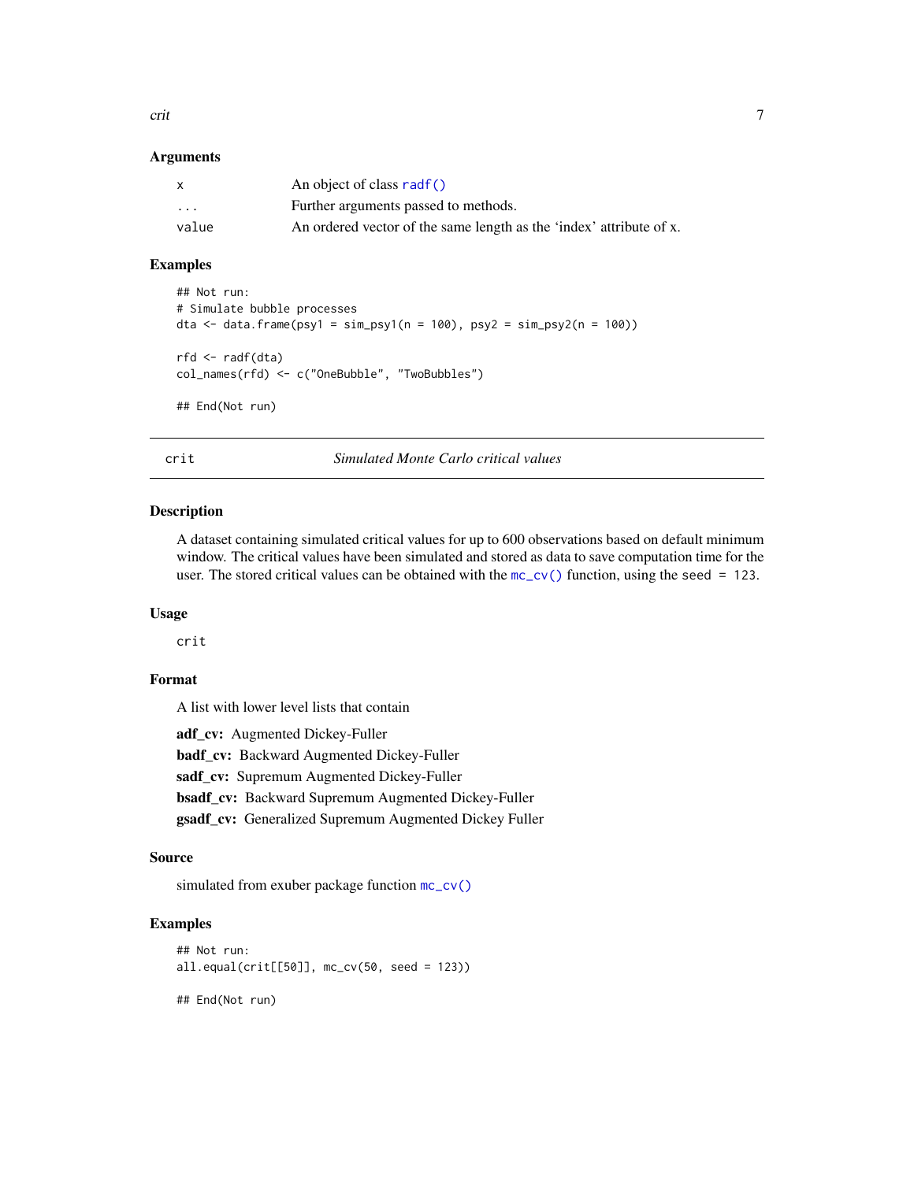### Arguments

| | |
|---|---|
| `x` | An object of class `radf()` |
| `...` | Further arguments passed to methods. |
| `value` | An ordered vector of the same length as the 'index' attribute of x. |

### Examples

```
## Not run:
# Simulate bubble processes
dta <- data.frame(psy1 = sim_psy1(n = 100), psy2 = sim_psy2(n = 100))

rfd <- radf(dta)
col_names(rfd) <- c("OneBubble", "TwoBubbles")

## End(Not run)
```

---

## crit — *Simulated Monte Carlo critical values*

### Description

A dataset containing simulated critical values for up to 600 observations based on default minimum window. The critical values have been simulated and stored as data to save computation time for the user. The stored critical values can be obtained with the `mc_cv()` function, using the `seed = 123`.

### Usage

```
crit
```

### Format

A list with lower level lists that contain

**adf_cv:** Augmented Dickey-Fuller

**badf_cv:** Backward Augmented Dickey-Fuller

**sadf_cv:** Supremum Augmented Dickey-Fuller

**bsadf_cv:** Backward Supremum Augmented Dickey-Fuller

**gsadf_cv:** Generalized Supremum Augmented Dickey Fuller

### Source

simulated from exuber package function `mc_cv()`

### Examples

```
## Not run:
all.equal(crit[[50]], mc_cv(50, seed = 123))

## End(Not run)
```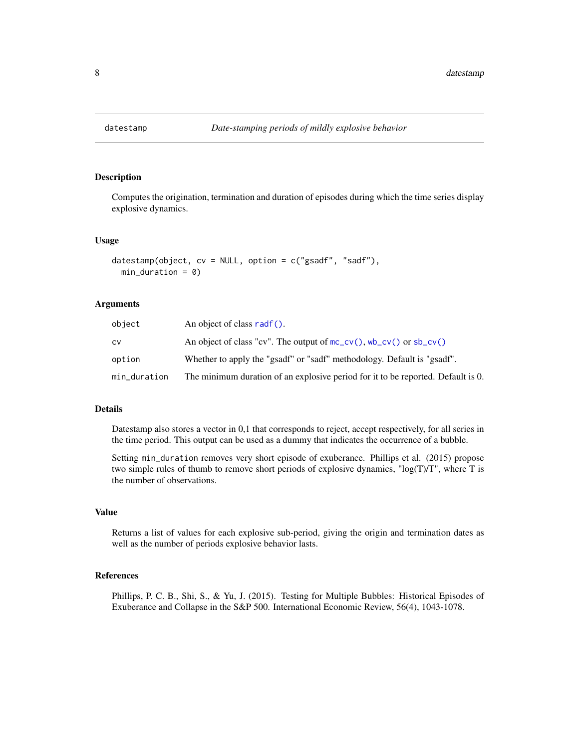# datestamp — *Date-stamping periods of mildly explosive behavior*

## Description

Computes the origination, termination and duration of episodes during which the time series display explosive dynamics.

## Usage

```
datestamp(object, cv = NULL, option = c("gsadf", "sadf"),
  min_duration = 0)
```

## Arguments

| | |
|---|---|
| `object` | An object of class `radf()`. |
| `cv` | An object of class "cv". The output of `mc_cv()`, `wb_cv()` or `sb_cv()` |
| `option` | Whether to apply the "gsadf" or "sadf" methodology. Default is "gsadf". |
| `min_duration` | The minimum duration of an explosive period for it to be reported. Default is 0. |

## Details

Datestamp also stores a vector in 0,1 that corresponds to reject, accept respectively, for all series in the time period. This output can be used as a dummy that indicates the occurrence of a bubble.

Setting `min_duration` removes very short episode of exuberance. Phillips et al. (2015) propose two simple rules of thumb to remove short periods of explosive dynamics, "log(T)/T", where T is the number of observations.

## Value

Returns a list of values for each explosive sub-period, giving the origin and termination dates as well as the number of periods explosive behavior lasts.

## References

Phillips, P. C. B., Shi, S., & Yu, J. (2015). Testing for Multiple Bubbles: Historical Episodes of Exuberance and Collapse in the S&P 500. International Economic Review, 56(4), 1043-1078.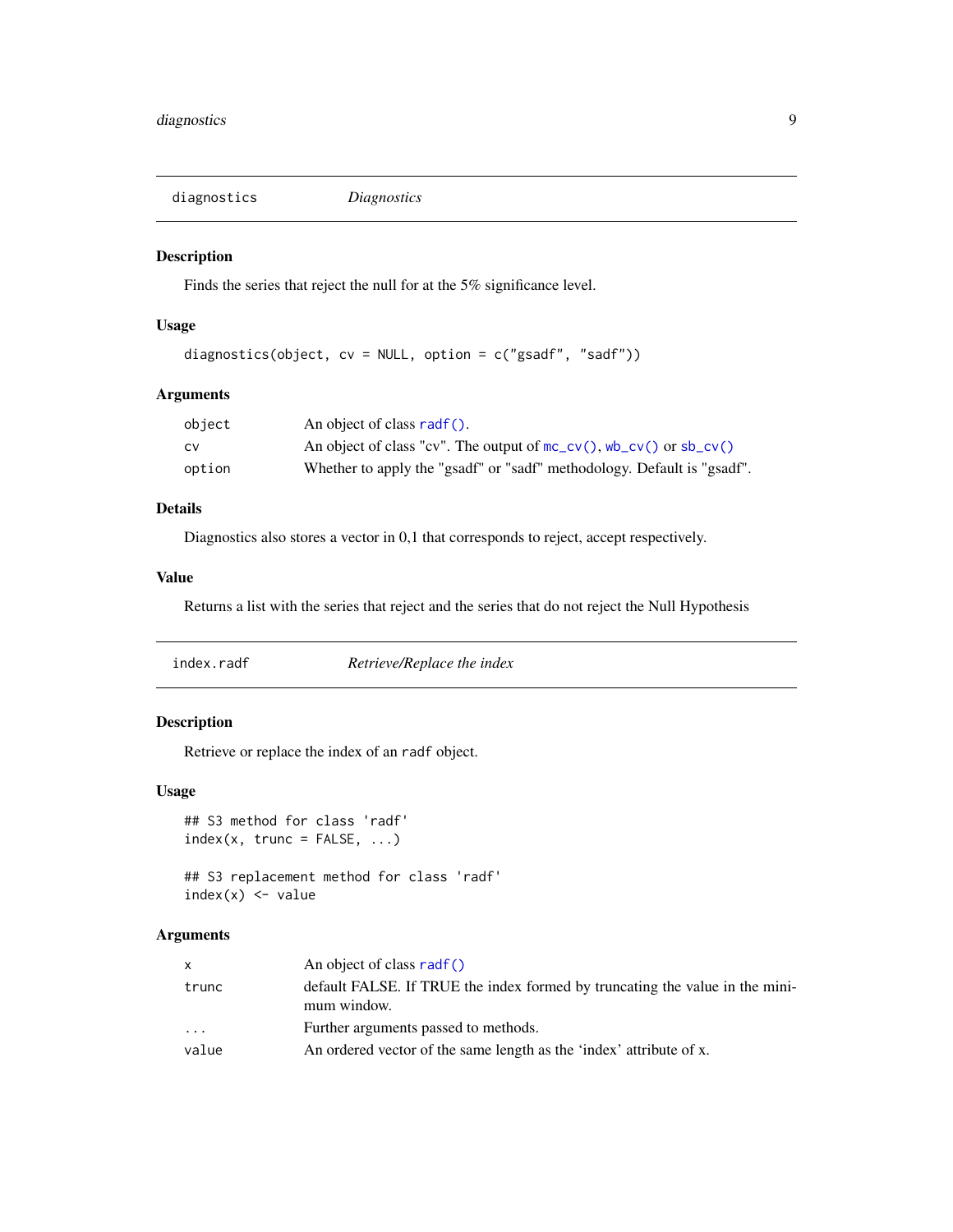## diagnostics — *Diagnostics*

### Description

Finds the series that reject the null for at the 5% significance level.

### Usage

```
diagnostics(object, cv = NULL, option = c("gsadf", "sadf"))
```

### Arguments

| | |
|---|---|
| object | An object of class radf(). |
| cv | An object of class "cv". The output of mc_cv(), wb_cv() or sb_cv() |
| option | Whether to apply the "gsadf" or "sadf" methodology. Default is "gsadf". |

### Details

Diagnostics also stores a vector in 0,1 that corresponds to reject, accept respectively.

### Value

Returns a list with the series that reject and the series that do not reject the Null Hypothesis

## index.radf — *Retrieve/Replace the index*

### Description

Retrieve or replace the index of an radf object.

### Usage

```
## S3 method for class 'radf'
index(x, trunc = FALSE, ...)

## S3 replacement method for class 'radf'
index(x) <- value
```

### Arguments

| | |
|---|---|
| x | An object of class radf() |
| trunc | default FALSE. If TRUE the index formed by truncating the value in the minimum window. |
| ... | Further arguments passed to methods. |
| value | An ordered vector of the same length as the 'index' attribute of x. |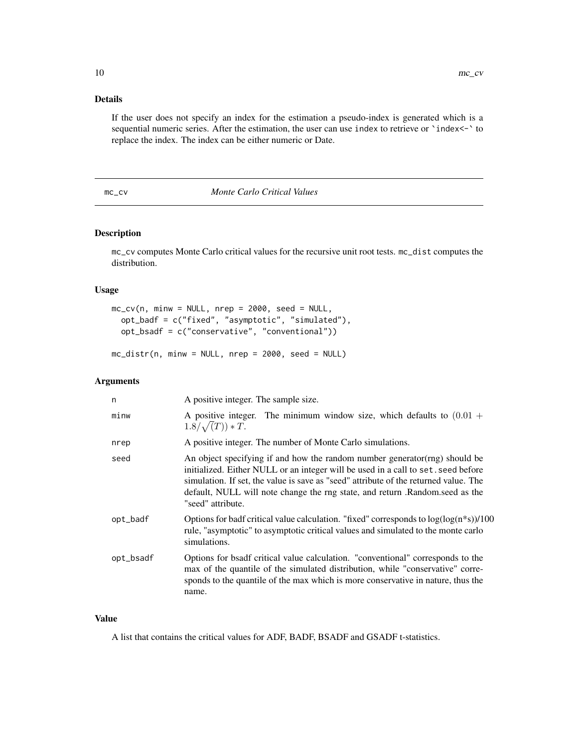## Details

If the user does not specify an index for the estimation a pseudo-index is generated which is a sequential numeric series. After the estimation, the user can use `index` to retrieve or `` `index<-` `` to replace the index. The index can be either numeric or Date.

---

## mc_cv — *Monte Carlo Critical Values*

---

### Description

`mc_cv` computes Monte Carlo critical values for the recursive unit root tests. `mc_dist` computes the distribution.

### Usage

```
mc_cv(n, minw = NULL, nrep = 2000, seed = NULL,
  opt_badf = c("fixed", "asymptotic", "simulated"),
  opt_bsadf = c("conservative", "conventional"))

mc_distr(n, minw = NULL, nrep = 2000, seed = NULL)
```

### Arguments

| | |
|---|---|
| n | A positive integer. The sample size. |
| minw | A positive integer. The minimum window size, which defaults to $(0.01 + 1.8/\sqrt(T)) * T$. |
| nrep | A positive integer. The number of Monte Carlo simulations. |
| seed | An object specifying if and how the random number generator(rng) should be initialized. Either NULL or an integer will be used in a call to `set.seed` before simulation. If set, the value is save as "seed" attribute of the returned value. The default, NULL will note change the rng state, and return .Random.seed as the "seed" attribute. |
| opt_badf | Options for badf critical value calculation. "fixed" corresponds to log(log(n*s))/100 rule, "asymptotic" to asymptotic critical values and simulated to the monte carlo simulations. |
| opt_bsadf | Options for bsadf critical value calculation. "conventional" corresponds to the max of the quantile of the simulated distribution, while "conservative" corresponds to the quantile of the max which is more conservative in nature, thus the name. |

### Value

A list that contains the critical values for ADF, BADF, BSADF and GSADF t-statistics.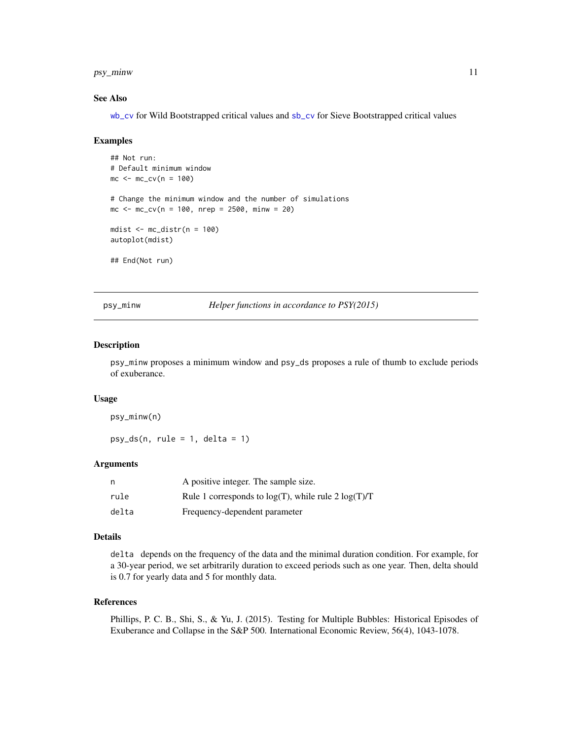### See Also

wb_cv for Wild Bootstrapped critical values and sb_cv for Sieve Bootstrapped critical values

### Examples

```
## Not run:
# Default minimum window
mc <- mc_cv(n = 100)

# Change the minimum window and the number of simulations
mc <- mc_cv(n = 100, nrep = 2500, minw = 20)

mdist <- mc_distr(n = 100)
autoplot(mdist)

## End(Not run)
```

---

## psy_minw *Helper functions in accordance to PSY(2015)*

---

### Description

psy_minw proposes a minimum window and psy_ds proposes a rule of thumb to exclude periods of exuberance.

### Usage

```
psy_minw(n)

psy_ds(n, rule = 1, delta = 1)
```

### Arguments

| | |
|---|---|
| n | A positive integer. The sample size. |
| rule | Rule 1 corresponds to log(T), while rule 2 log(T)/T |
| delta | Frequency-dependent parameter |

### Details

delta depends on the frequency of the data and the minimal duration condition. For example, for a 30-year period, we set arbitrarily duration to exceed periods such as one year. Then, delta should is 0.7 for yearly data and 5 for monthly data.

### References

Phillips, P. C. B., Shi, S., & Yu, J. (2015). Testing for Multiple Bubbles: Historical Episodes of Exuberance and Collapse in the S&P 500. International Economic Review, 56(4), 1043-1078.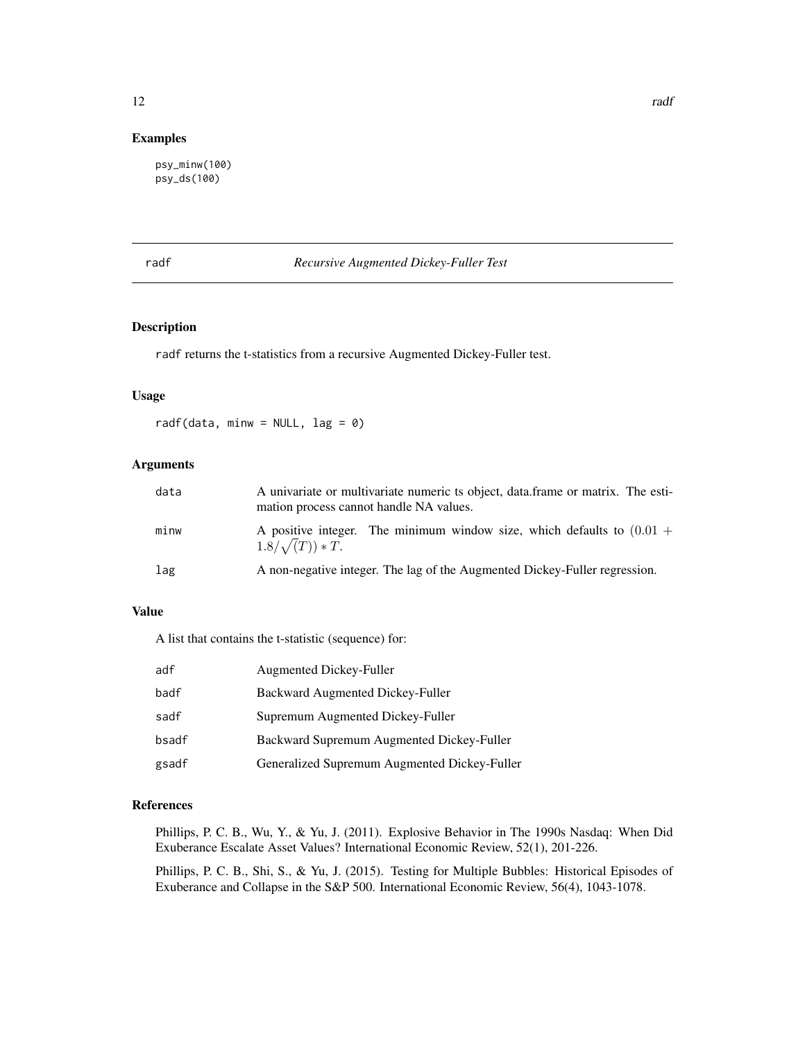## Examples

```
psy_minw(100)
psy_ds(100)
```

# radf — *Recursive Augmented Dickey-Fuller Test*

## Description

radf returns the t-statistics from a recursive Augmented Dickey-Fuller test.

## Usage

```
radf(data, minw = NULL, lag = 0)
```

## Arguments

| | |
|---|---|
| data | A univariate or multivariate numeric ts object, data.frame or matrix. The estimation process cannot handle NA values. |
| minw | A positive integer. The minimum window size, which defaults to $(0.01 + 1.8/\sqrt(T)) * T$. |
| lag | A non-negative integer. The lag of the Augmented Dickey-Fuller regression. |

## Value

A list that contains the t-statistic (sequence) for:

| | |
|---|---|
| adf | Augmented Dickey-Fuller |
| badf | Backward Augmented Dickey-Fuller |
| sadf | Supremum Augmented Dickey-Fuller |
| bsadf | Backward Supremum Augmented Dickey-Fuller |
| gsadf | Generalized Supremum Augmented Dickey-Fuller |

## References

Phillips, P. C. B., Wu, Y., & Yu, J. (2011). Explosive Behavior in The 1990s Nasdaq: When Did Exuberance Escalate Asset Values? International Economic Review, 52(1), 201-226.

Phillips, P. C. B., Shi, S., & Yu, J. (2015). Testing for Multiple Bubbles: Historical Episodes of Exuberance and Collapse in the S&P 500. International Economic Review, 56(4), 1043-1078.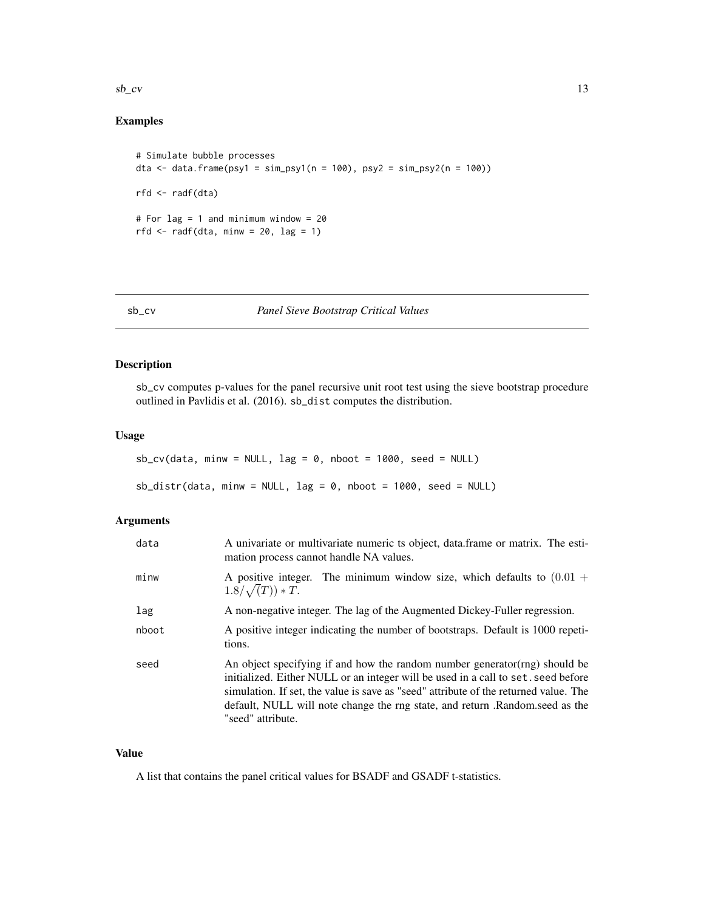## Examples

```
# Simulate bubble processes
dta <- data.frame(psy1 = sim_psy1(n = 100), psy2 = sim_psy2(n = 100))

rfd <- radf(dta)

# For lag = 1 and minimum window = 20
rfd <- radf(dta, minw = 20, lag = 1)
```

---

# sb_cv *Panel Sieve Bootstrap Critical Values*

---

## Description

sb_cv computes p-values for the panel recursive unit root test using the sieve bootstrap procedure outlined in Pavlidis et al. (2016). sb_dist computes the distribution.

## Usage

```
sb_cv(data, minw = NULL, lag = 0, nboot = 1000, seed = NULL)

sb_distr(data, minw = NULL, lag = 0, nboot = 1000, seed = NULL)
```

## Arguments

| | |
|---|---|
| data | A univariate or multivariate numeric ts object, data.frame or matrix. The estimation process cannot handle NA values. |
| minw | A positive integer. The minimum window size, which defaults to $(0.01 + 1.8/\sqrt{(T)}) * T$. |
| lag | A non-negative integer. The lag of the Augmented Dickey-Fuller regression. |
| nboot | A positive integer indicating the number of bootstraps. Default is 1000 repetitions. |
| seed | An object specifying if and how the random number generator(rng) should be initialized. Either NULL or an integer will be used in a call to set.seed before simulation. If set, the value is save as "seed" attribute of the returned value. The default, NULL will note change the rng state, and return .Random.seed as the "seed" attribute. |

## Value

A list that contains the panel critical values for BSADF and GSADF t-statistics.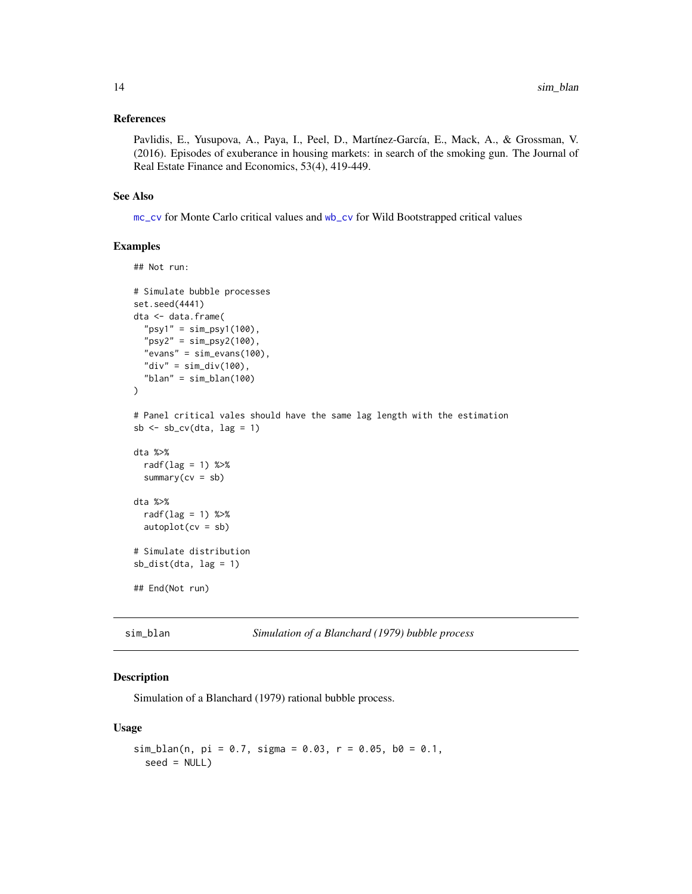## References

Pavlidis, E., Yusupova, A., Paya, I., Peel, D., Martínez-García, E., Mack, A., & Grossman, V. (2016). Episodes of exuberance in housing markets: in search of the smoking gun. The Journal of Real Estate Finance and Economics, 53(4), 419-449.

## See Also

mc_cv for Monte Carlo critical values and wb_cv for Wild Bootstrapped critical values

## Examples

```
## Not run:

# Simulate bubble processes
set.seed(4441)
dta <- data.frame(
  "psy1" = sim_psy1(100),
  "psy2" = sim_psy2(100),
  "evans" = sim_evans(100),
  "div" = sim_div(100),
  "blan" = sim_blan(100)
)

# Panel critical vales should have the same lag length with the estimation
sb <- sb_cv(dta, lag = 1)

dta %>%
  radf(lag = 1) %>%
  summary(cv = sb)

dta %>%
  radf(lag = 1) %>%
  autoplot(cv = sb)

# Simulate distribution
sb_dist(dta, lag = 1)

## End(Not run)
```

---

# sim_blan — *Simulation of a Blanchard (1979) bubble process*

## Description

Simulation of a Blanchard (1979) rational bubble process.

## Usage

```
sim_blan(n, pi = 0.7, sigma = 0.03, r = 0.05, b0 = 0.1,
  seed = NULL)
```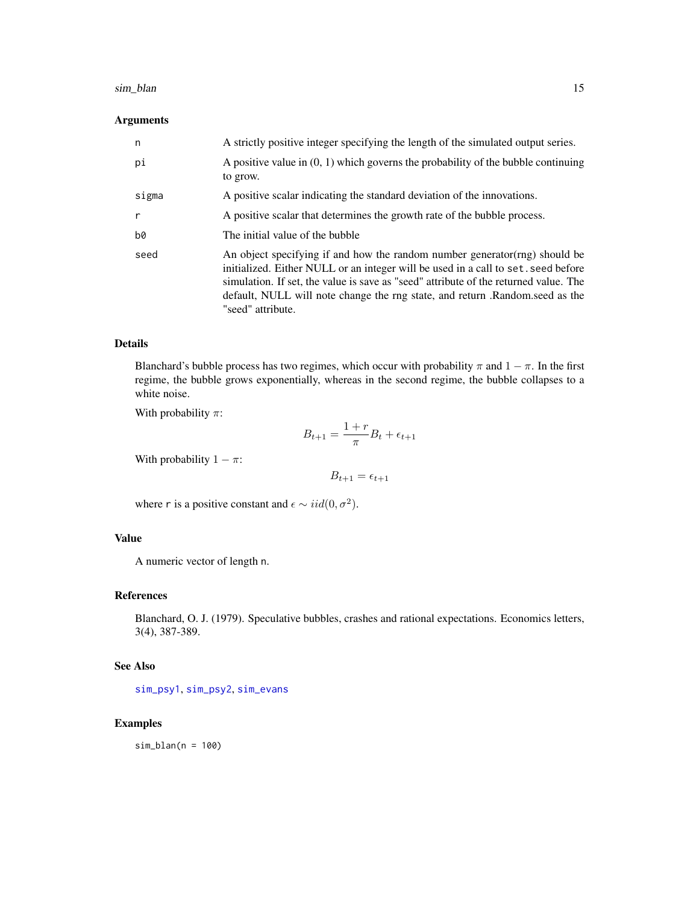### Arguments

| | |
|---|---|
| n | A strictly positive integer specifying the length of the simulated output series. |
| pi | A positive value in (0, 1) which governs the probability of the bubble continuing to grow. |
| sigma | A positive scalar indicating the standard deviation of the innovations. |
| r | A positive scalar that determines the growth rate of the bubble process. |
| b0 | The initial value of the bubble |
| seed | An object specifying if and how the random number generator(rng) should be initialized. Either NULL or an integer will be used in a call to `set.seed` before simulation. If set, the value is save as "seed" attribute of the returned value. The default, NULL will note change the rng state, and return .Random.seed as the "seed" attribute. |

### Details

Blanchard's bubble process has two regimes, which occur with probability $\pi$ and $1 - \pi$. In the first regime, the bubble grows exponentially, whereas in the second regime, the bubble collapses to a white noise.

With probability $\pi$:

$$B_{t+1} = \frac{1+r}{\pi} B_t + \epsilon_{t+1}$$

With probability $1 - \pi$:

$$B_{t+1} = \epsilon_{t+1}$$

where `r` is a positive constant and $\epsilon \sim iid(0, \sigma^2)$.

### Value

A numeric vector of length `n`.

### References

Blanchard, O. J. (1979). Speculative bubbles, crashes and rational expectations. Economics letters, 3(4), 387-389.

### See Also

sim_psy1, sim_psy2, sim_evans

### Examples

```
sim_blan(n = 100)
```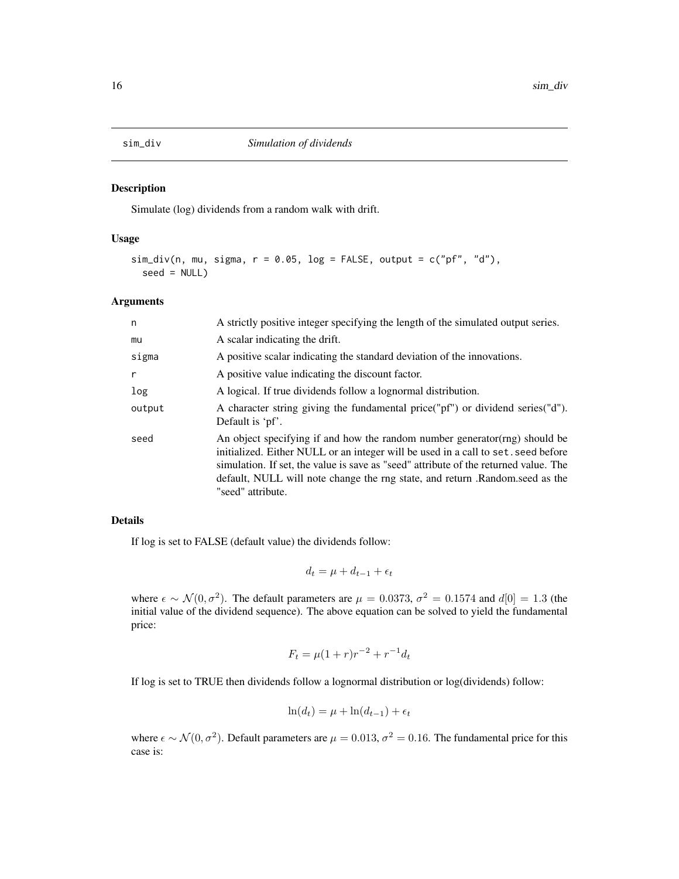## sim_div — *Simulation of dividends*

### Description

Simulate (log) dividends from a random walk with drift.

### Usage

```
sim_div(n, mu, sigma, r = 0.05, log = FALSE, output = c("pf", "d"),
  seed = NULL)
```

### Arguments

| | |
|---|---|
| n | A strictly positive integer specifying the length of the simulated output series. |
| mu | A scalar indicating the drift. |
| sigma | A positive scalar indicating the standard deviation of the innovations. |
| r | A positive value indicating the discount factor. |
| log | A logical. If true dividends follow a lognormal distribution. |
| output | A character string giving the fundamental price("pf") or dividend series("d"). Default is 'pf'. |
| seed | An object specifying if and how the random number generator(rng) should be initialized. Either NULL or an integer will be used in a call to `set.seed` before simulation. If set, the value is save as "seed" attribute of the returned value. The default, NULL will note change the rng state, and return .Random.seed as the "seed" attribute. |

### Details

If log is set to FALSE (default value) the dividends follow:

$$d_t = \mu + d_{t-1} + \epsilon_t$$

where $\epsilon \sim \mathcal{N}(0, \sigma^2)$. The default parameters are $\mu = 0.0373$, $\sigma^2 = 0.1574$ and $d[0] = 1.3$ (the initial value of the dividend sequence). The above equation can be solved to yield the fundamental price:

$$F_t = \mu(1 + r)r^{-2} + r^{-1}d_t$$

If log is set to TRUE then dividends follow a lognormal distribution or log(dividends) follow:

$$\ln(d_t) = \mu + \ln(d_{t-1}) + \epsilon_t$$

where $\epsilon \sim \mathcal{N}(0, \sigma^2)$. Default parameters are $\mu = 0.013$, $\sigma^2 = 0.16$. The fundamental price for this case is: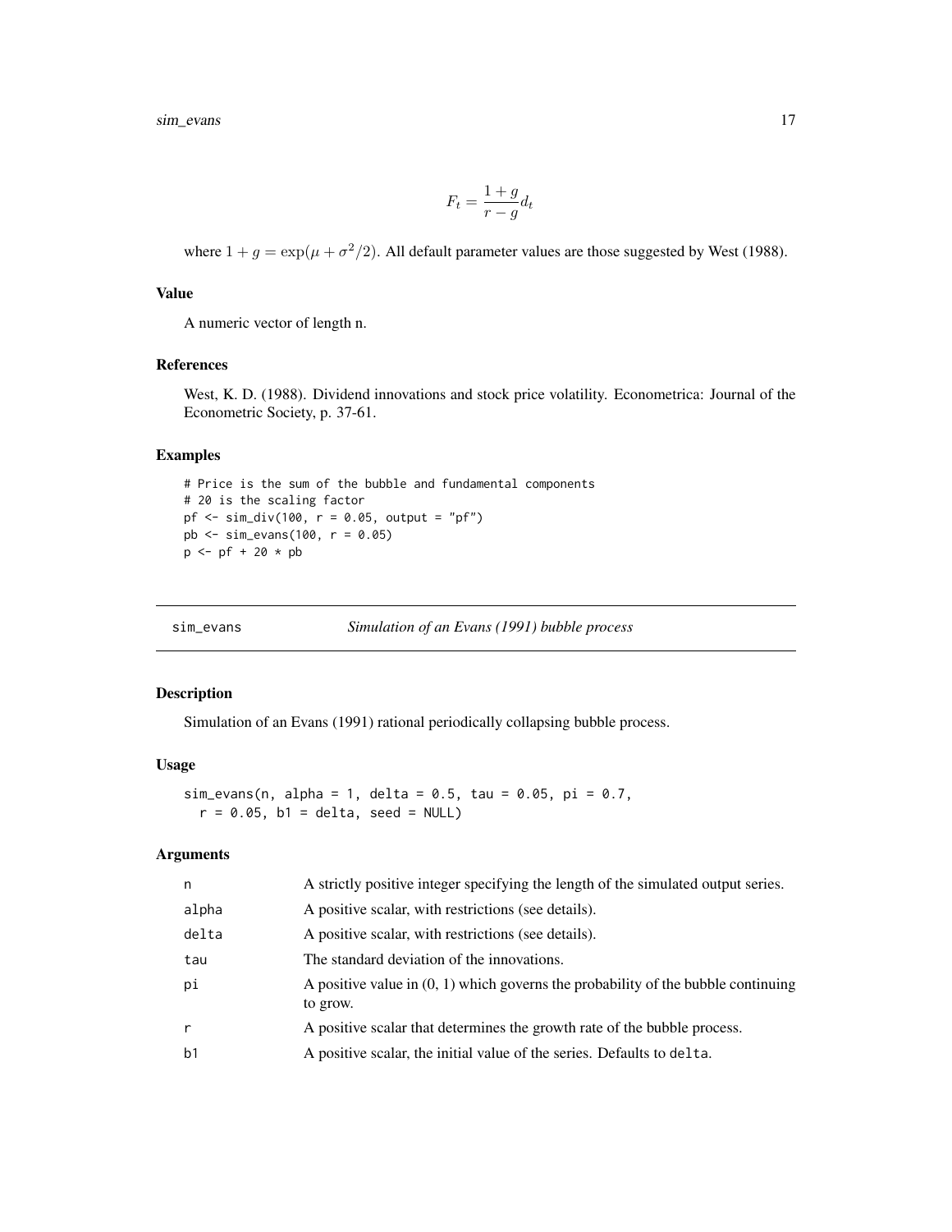$$F_t = \frac{1+g}{r-g} d_t$$

where $1 + g = \exp(\mu + \sigma^2/2)$. All default parameter values are those suggested by West (1988).

### Value

A numeric vector of length n.

### References

West, K. D. (1988). Dividend innovations and stock price volatility. Econometrica: Journal of the Econometric Society, p. 37-61.

### Examples

```
# Price is the sum of the bubble and fundamental components
# 20 is the scaling factor
pf <- sim_div(100, r = 0.05, output = "pf")
pb <- sim_evans(100, r = 0.05)
p <- pf + 20 * pb
```

---

## sim_evans — *Simulation of an Evans (1991) bubble process*

---

### Description

Simulation of an Evans (1991) rational periodically collapsing bubble process.

### Usage

```
sim_evans(n, alpha = 1, delta = 0.5, tau = 0.05, pi = 0.7,
  r = 0.05, b1 = delta, seed = NULL)
```

### Arguments

| | |
|---|---|
| n | A strictly positive integer specifying the length of the simulated output series. |
| alpha | A positive scalar, with restrictions (see details). |
| delta | A positive scalar, with restrictions (see details). |
| tau | The standard deviation of the innovations. |
| pi | A positive value in (0, 1) which governs the probability of the bubble continuing to grow. |
| r | A positive scalar that determines the growth rate of the bubble process. |
| b1 | A positive scalar, the initial value of the series. Defaults to delta. |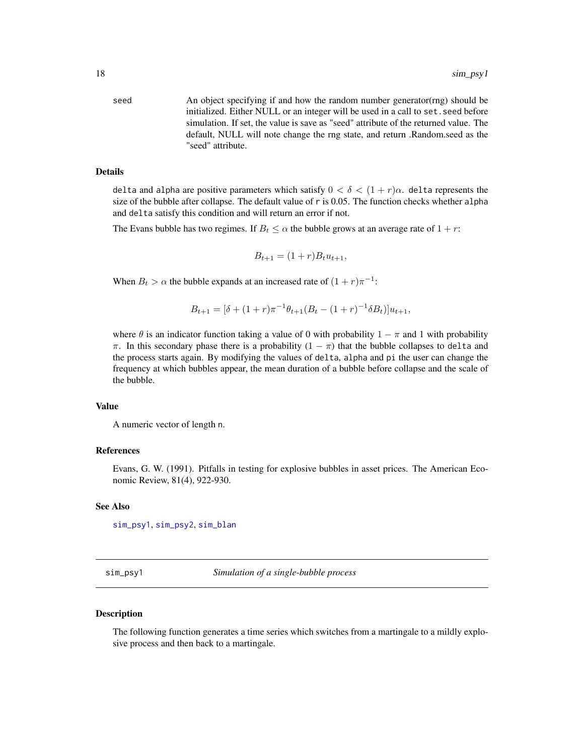seed An object specifying if and how the random number generator(rng) should be initialized. Either NULL or an integer will be used in a call to `set.seed` before simulation. If set, the value is save as "seed" attribute of the returned value. The default, NULL will note change the rng state, and return .Random.seed as the "seed" attribute.

### Details

`delta` and `alpha` are positive parameters which satisfy $0 < \delta < (1+r)\alpha$. `delta` represents the size of the bubble after collapse. The default value of `r` is 0.05. The function checks whether `alpha` and `delta` satisfy this condition and will return an error if not.

The Evans bubble has two regimes. If $B_t \leq \alpha$ the bubble grows at an average rate of $1+r$:

$$B_{t+1} = (1+r)B_t u_{t+1},$$

When $B_t > \alpha$ the bubble expands at an increased rate of $(1+r)\pi^{-1}$:

$$B_{t+1} = [\delta + (1+r)\pi^{-1}\theta_{t+1}(B_t - (1+r)^{-1}\delta B_t)]u_{t+1},$$

where $\theta$ is an indicator function taking a value of 0 with probability $1-\pi$ and 1 with probability $\pi$. In this secondary phase there is a probability $(1-\pi)$ that the bubble collapses to `delta` and the process starts again. By modifying the values of `delta`, `alpha` and `pi` the user can change the frequency at which bubbles appear, the mean duration of a bubble before collapse and the scale of the bubble.

### Value

A numeric vector of length `n`.

### References

Evans, G. W. (1991). Pitfalls in testing for explosive bubbles in asset prices. The American Economic Review, 81(4), 922-930.

### See Also

`sim_psy1`, `sim_psy2`, `sim_blan`

---

## sim_psy1 *Simulation of a single-bubble process*

### Description

The following function generates a time series which switches from a martingale to a mildly explosive process and then back to a martingale.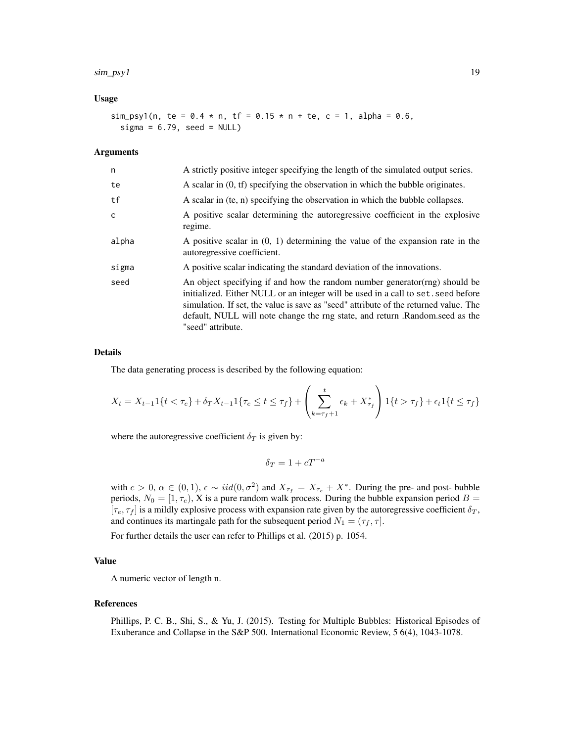### Usage

```
sim_psy1(n, te = 0.4 * n, tf = 0.15 * n + te, c = 1, alpha = 0.6,
  sigma = 6.79, seed = NULL)
```

### Arguments

| | |
|---|---|
| n | A strictly positive integer specifying the length of the simulated output series. |
| te | A scalar in (0, tf) specifying the observation in which the bubble originates. |
| tf | A scalar in (te, n) specifying the observation in which the bubble collapses. |
| c | A positive scalar determining the autoregressive coefficient in the explosive regime. |
| alpha | A positive scalar in (0, 1) determining the value of the expansion rate in the autoregressive coefficient. |
| sigma | A positive scalar indicating the standard deviation of the innovations. |
| seed | An object specifying if and how the random number generator(rng) should be initialized. Either NULL or an integer will be used in a call to `set.seed` before simulation. If set, the value is save as "seed" attribute of the returned value. The default, NULL will note change the rng state, and return .Random.seed as the "seed" attribute. |

### Details

The data generating process is described by the following equation:

$$X_t = X_{t-1}1\{t < \tau_e\} + \delta_T X_{t-1}1\{\tau_e \leq t \leq \tau_f\} + \left(\sum_{k=\tau_f+1}^{t} \epsilon_k + X^*_{\tau_f}\right)1\{t > \tau_f\} + \epsilon_t 1\{t \leq \tau_f\}$$

where the autoregressive coefficient $\delta_T$ is given by:

$$\delta_T = 1 + cT^{-a}$$

with $c > 0$, $\alpha \in (0, 1)$, $\epsilon \sim iid(0, \sigma^2)$ and $X_{\tau_f} = X_{\tau_e} + X^*$. During the pre- and post- bubble periods, $N_0 = [1, \tau_e)$, X is a pure random walk process. During the bubble expansion period $B = [\tau_e, \tau_f]$ is a mildly explosive process with expansion rate given by the autoregressive coefficient $\delta_T$, and continues its martingale path for the subsequent period $N_1 = (\tau_f, \tau]$.

For further details the user can refer to Phillips et al. (2015) p. 1054.

### Value

A numeric vector of length n.

### References

Phillips, P. C. B., Shi, S., & Yu, J. (2015). Testing for Multiple Bubbles: Historical Episodes of Exuberance and Collapse in the S&P 500. International Economic Review, 5 6(4), 1043-1078.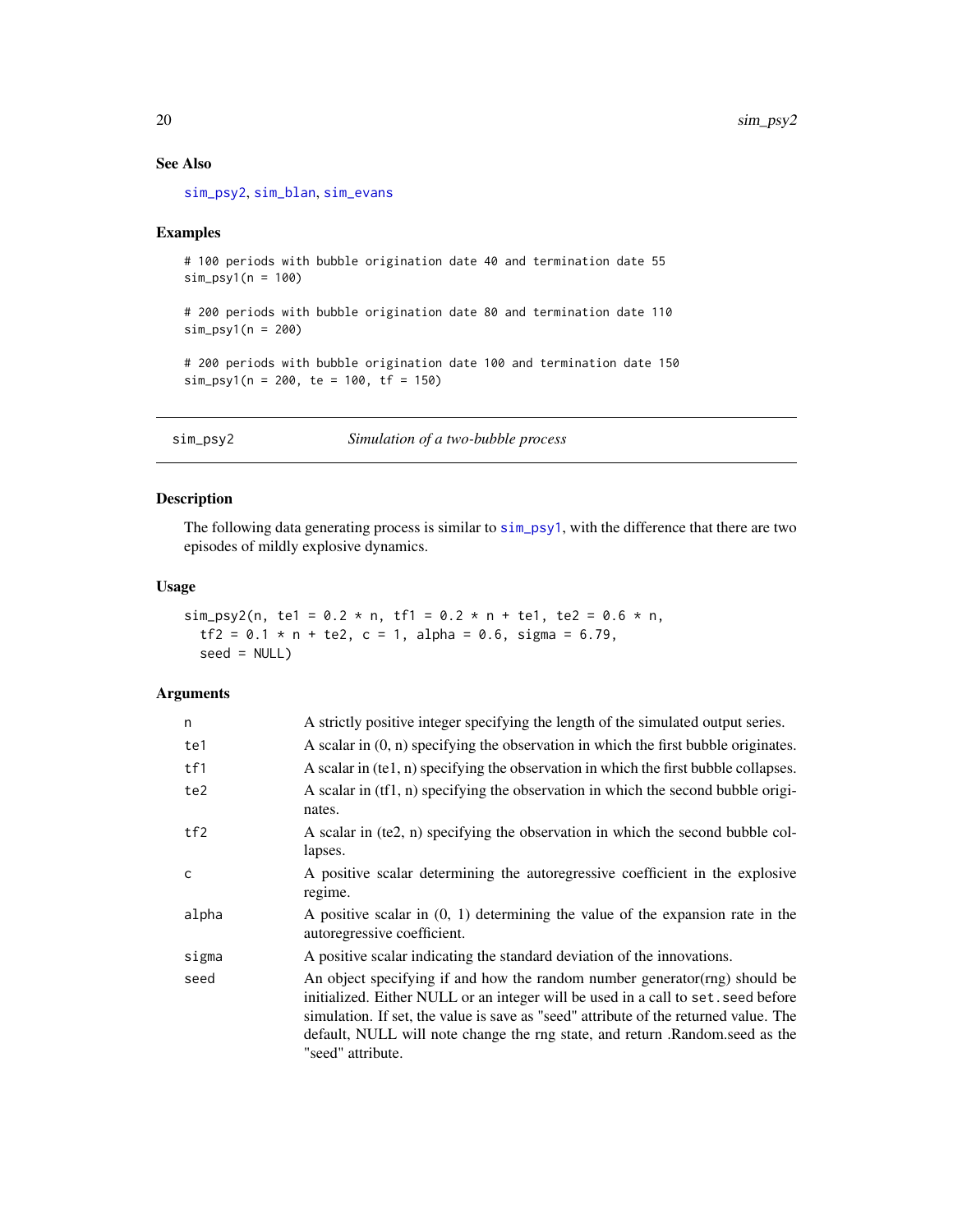### See Also

sim_psy2, sim_blan, sim_evans

### Examples

```
# 100 periods with bubble origination date 40 and termination date 55
sim_psy1(n = 100)

# 200 periods with bubble origination date 80 and termination date 110
sim_psy1(n = 200)

# 200 periods with bubble origination date 100 and termination date 150
sim_psy1(n = 200, te = 100, tf = 150)
```

---

## sim_psy2 — *Simulation of a two-bubble process*

### Description

The following data generating process is similar to sim_psy1, with the difference that there are two episodes of mildly explosive dynamics.

### Usage

```
sim_psy2(n, te1 = 0.2 * n, tf1 = 0.2 * n + te1, te2 = 0.6 * n,
  tf2 = 0.1 * n + te2, c = 1, alpha = 0.6, sigma = 6.79,
  seed = NULL)
```

### Arguments

| Argument | Description |
|---|---|
| n | A strictly positive integer specifying the length of the simulated output series. |
| te1 | A scalar in (0, n) specifying the observation in which the first bubble originates. |
| tf1 | A scalar in (te1, n) specifying the observation in which the first bubble collapses. |
| te2 | A scalar in (tf1, n) specifying the observation in which the second bubble originates. |
| tf2 | A scalar in (te2, n) specifying the observation in which the second bubble collapses. |
| c | A positive scalar determining the autoregressive coefficient in the explosive regime. |
| alpha | A positive scalar in (0, 1) determining the value of the expansion rate in the autoregressive coefficient. |
| sigma | A positive scalar indicating the standard deviation of the innovations. |
| seed | An object specifying if and how the random number generator(rng) should be initialized. Either NULL or an integer will be used in a call to set.seed before simulation. If set, the value is save as "seed" attribute of the returned value. The default, NULL will note change the rng state, and return .Random.seed as the "seed" attribute. |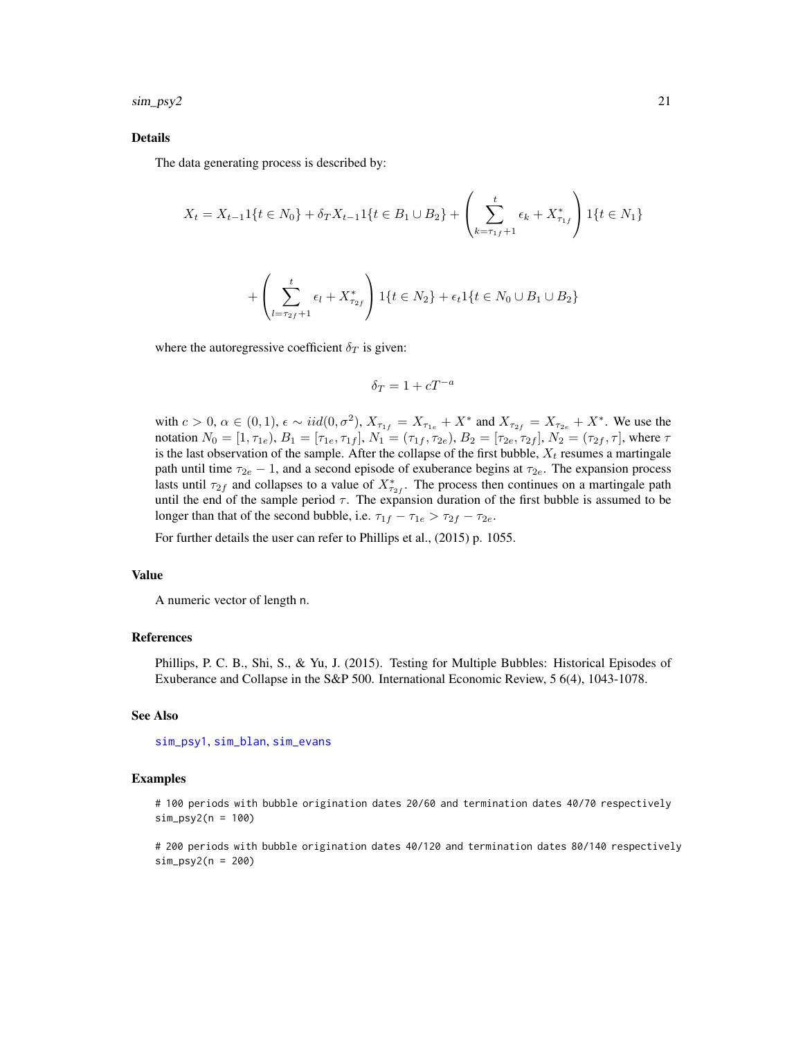### Details

The data generating process is described by:

$$X_t = X_{t-1}1\{t \in N_0\} + \delta_T X_{t-1}1\{t \in B_1 \cup B_2\} + \left( \sum_{k=\tau_{1f}+1}^{t} \epsilon_k + X^*_{\tau_{1f}} \right) 1\{t \in N_1\}$$

$$+ \left( \sum_{l=\tau_{2f}+1}^{t} \epsilon_l + X^*_{\tau_{2f}} \right) 1\{t \in N_2\} + \epsilon_t 1\{t \in N_0 \cup B_1 \cup B_2\}$$

where the autoregressive coefficient $\delta_T$ is given:

$$\delta_T = 1 + cT^{-a}$$

with $c > 0$, $\alpha \in (0, 1)$, $\epsilon \sim iid(0, \sigma^2)$, $X_{\tau_{1f}} = X_{\tau_{1e}} + X^*$ and $X_{\tau_{2f}} = X_{\tau_{2e}} + X^*$. We use the notation $N_0 = [1, \tau_{1e})$, $B_1 = [\tau_{1e}, \tau_{1f}]$, $N_1 = (\tau_{1f}, \tau_{2e})$, $B_2 = [\tau_{2e}, \tau_{2f}]$, $N_2 = (\tau_{2f}, \tau]$, where $\tau$ is the last observation of the sample. After the collapse of the first bubble, $X_t$ resumes a martingale path until time $\tau_{2e} - 1$, and a second episode of exuberance begins at $\tau_{2e}$. The expansion process lasts until $\tau_{2f}$ and collapses to a value of $X^*_{\tau_{2f}}$. The process then continues on a martingale path until the end of the sample period $\tau$. The expansion duration of the first bubble is assumed to be longer than that of the second bubble, i.e. $\tau_{1f} - \tau_{1e} > \tau_{2f} - \tau_{2e}$.

For further details the user can refer to Phillips et al., (2015) p. 1055.

### Value

A numeric vector of length n.

### References

Phillips, P. C. B., Shi, S., & Yu, J. (2015). Testing for Multiple Bubbles: Historical Episodes of Exuberance and Collapse in the S&P 500. International Economic Review, 5 6(4), 1043-1078.

### See Also

sim_psy1, sim_blan, sim_evans

### Examples

```
# 100 periods with bubble origination dates 20/60 and termination dates 40/70 respectively
sim_psy2(n = 100)

# 200 periods with bubble origination dates 40/120 and termination dates 80/140 respectively
sim_psy2(n = 200)
```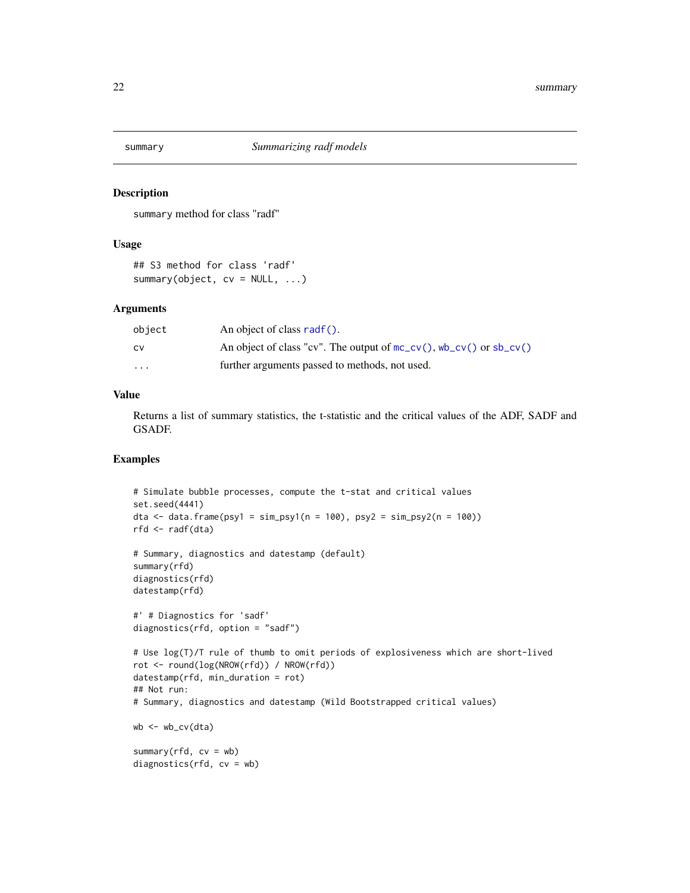# summary — *Summarizing radf models*

## Description

`summary` method for class "radf"

## Usage

```
## S3 method for class 'radf'
summary(object, cv = NULL, ...)
```

## Arguments

| | |
|---|---|
| `object` | An object of class `radf()`. |
| `cv` | An object of class "cv". The output of `mc_cv()`, `wb_cv()` or `sb_cv()` |
| `...` | further arguments passed to methods, not used. |

## Value

Returns a list of summary statistics, the t-statistic and the critical values of the ADF, SADF and GSADF.

## Examples

```
# Simulate bubble processes, compute the t-stat and critical values
set.seed(4441)
dta <- data.frame(psy1 = sim_psy1(n = 100), psy2 = sim_psy2(n = 100))
rfd <- radf(dta)

# Summary, diagnostics and datestamp (default)
summary(rfd)
diagnostics(rfd)
datestamp(rfd)

#' # Diagnostics for 'sadf'
diagnostics(rfd, option = "sadf")

# Use log(T)/T rule of thumb to omit periods of explosiveness which are short-lived
rot <- round(log(NROW(rfd)) / NROW(rfd))
datestamp(rfd, min_duration = rot)
## Not run:
# Summary, diagnostics and datestamp (Wild Bootstrapped critical values)

wb <- wb_cv(dta)

summary(rfd, cv = wb)
diagnostics(rfd, cv = wb)
```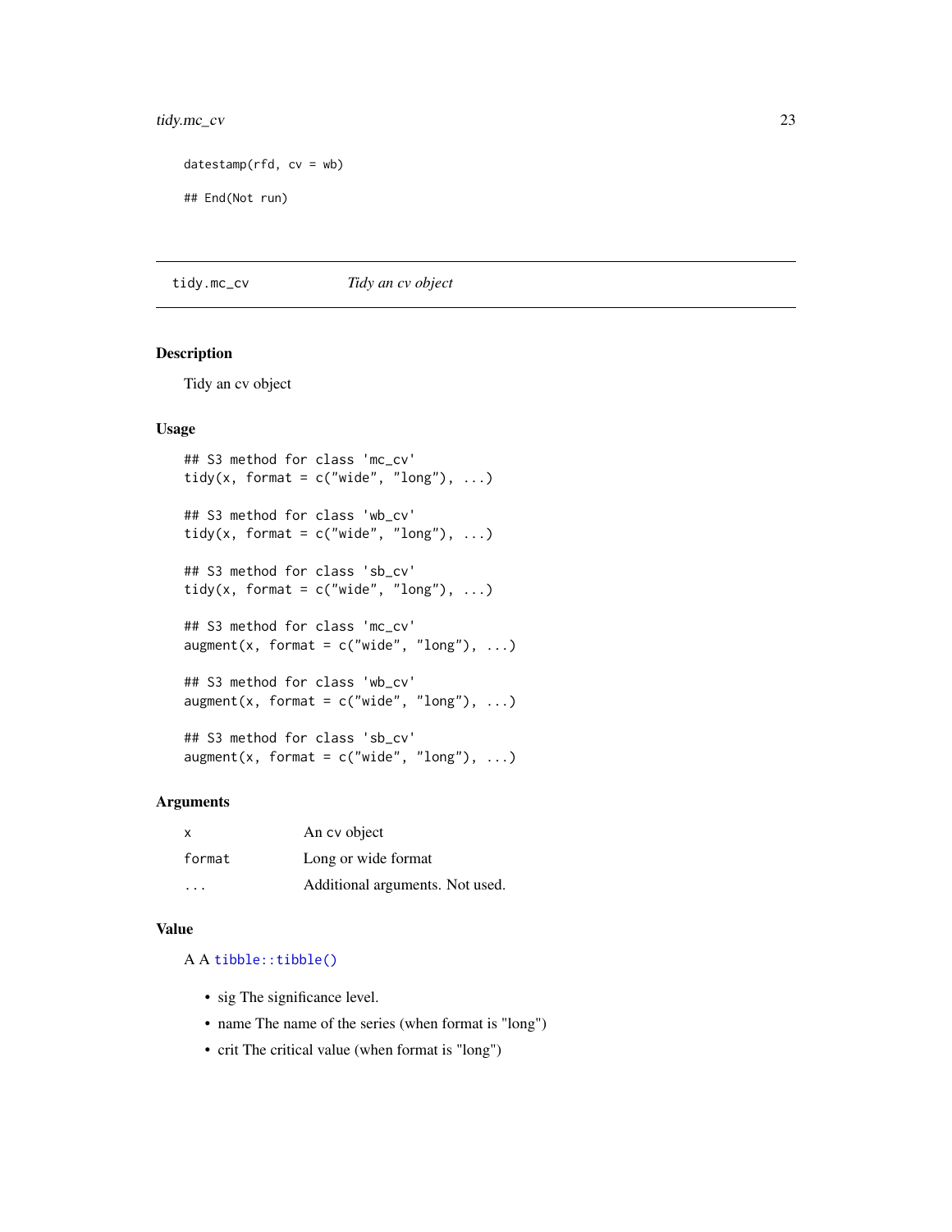```
datestamp(rfd, cv = wb)

## End(Not run)
```

---

## tidy.mc_cv — *Tidy an cv object*

### Description

Tidy an cv object

### Usage

```
## S3 method for class 'mc_cv'
tidy(x, format = c("wide", "long"), ...)

## S3 method for class 'wb_cv'
tidy(x, format = c("wide", "long"), ...)

## S3 method for class 'sb_cv'
tidy(x, format = c("wide", "long"), ...)

## S3 method for class 'mc_cv'
augment(x, format = c("wide", "long"), ...)

## S3 method for class 'wb_cv'
augment(x, format = c("wide", "long"), ...)

## S3 method for class 'sb_cv'
augment(x, format = c("wide", "long"), ...)
```

### Arguments

| | |
|---|---|
| `x` | An cv object |
| `format` | Long or wide format |
| `...` | Additional arguments. Not used. |

### Value

A A `tibble::tibble()`

- sig The significance level.
- name The name of the series (when format is "long")
- crit The critical value (when format is "long")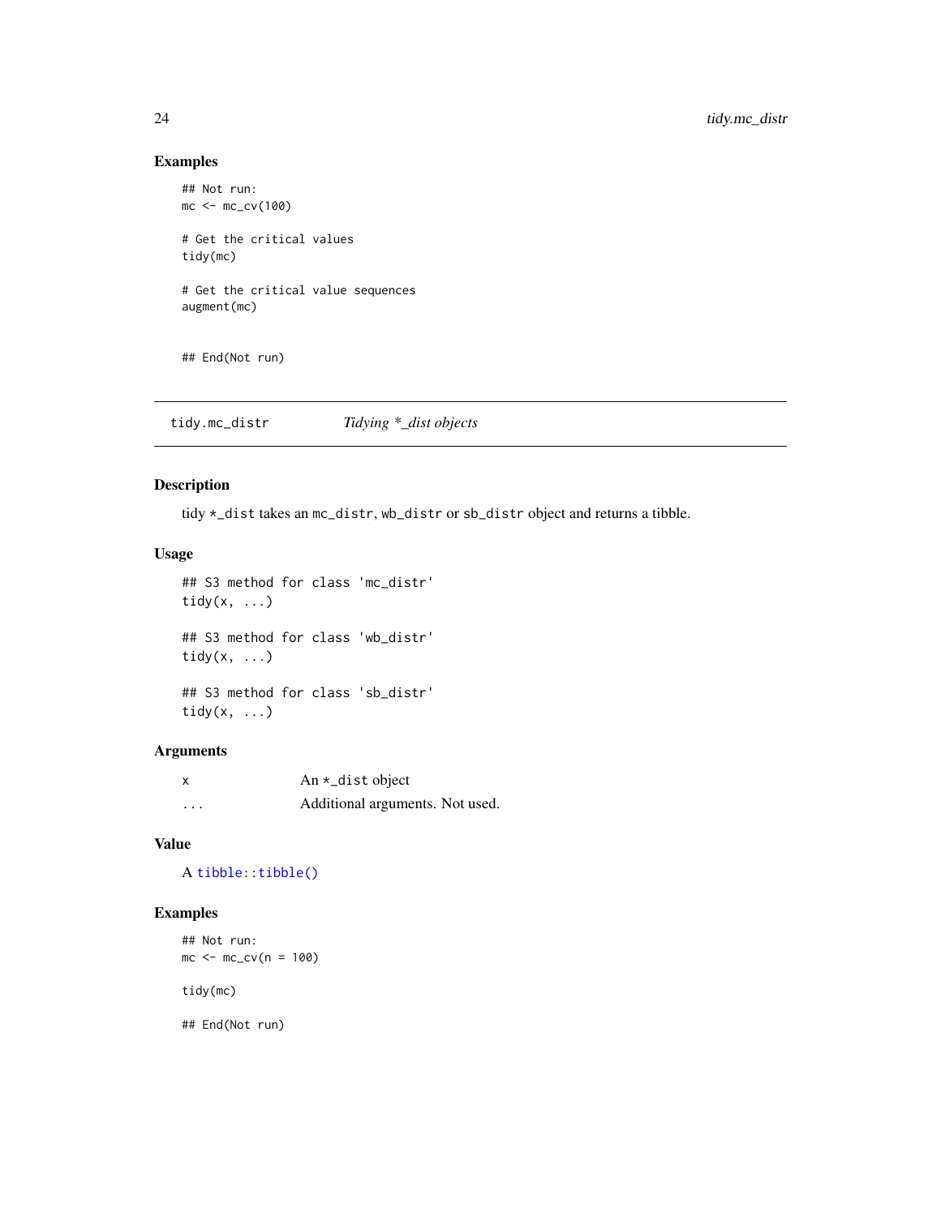## Examples

```
## Not run:
mc <- mc_cv(100)

# Get the critical values
tidy(mc)

# Get the critical value sequences
augment(mc)


## End(Not run)
```

---

## tidy.mc_distr *Tidying *_dist objects*

### Description

tidy *_dist takes an mc_distr, wb_distr or sb_distr object and returns a tibble.

### Usage

```
## S3 method for class 'mc_distr'
tidy(x, ...)

## S3 method for class 'wb_distr'
tidy(x, ...)

## S3 method for class 'sb_distr'
tidy(x, ...)
```

### Arguments

| | |
|---|---|
| x | An *_dist object |
| ... | Additional arguments. Not used. |

### Value

A tibble::tibble()

### Examples

```
## Not run:
mc <- mc_cv(n = 100)

tidy(mc)

## End(Not run)
```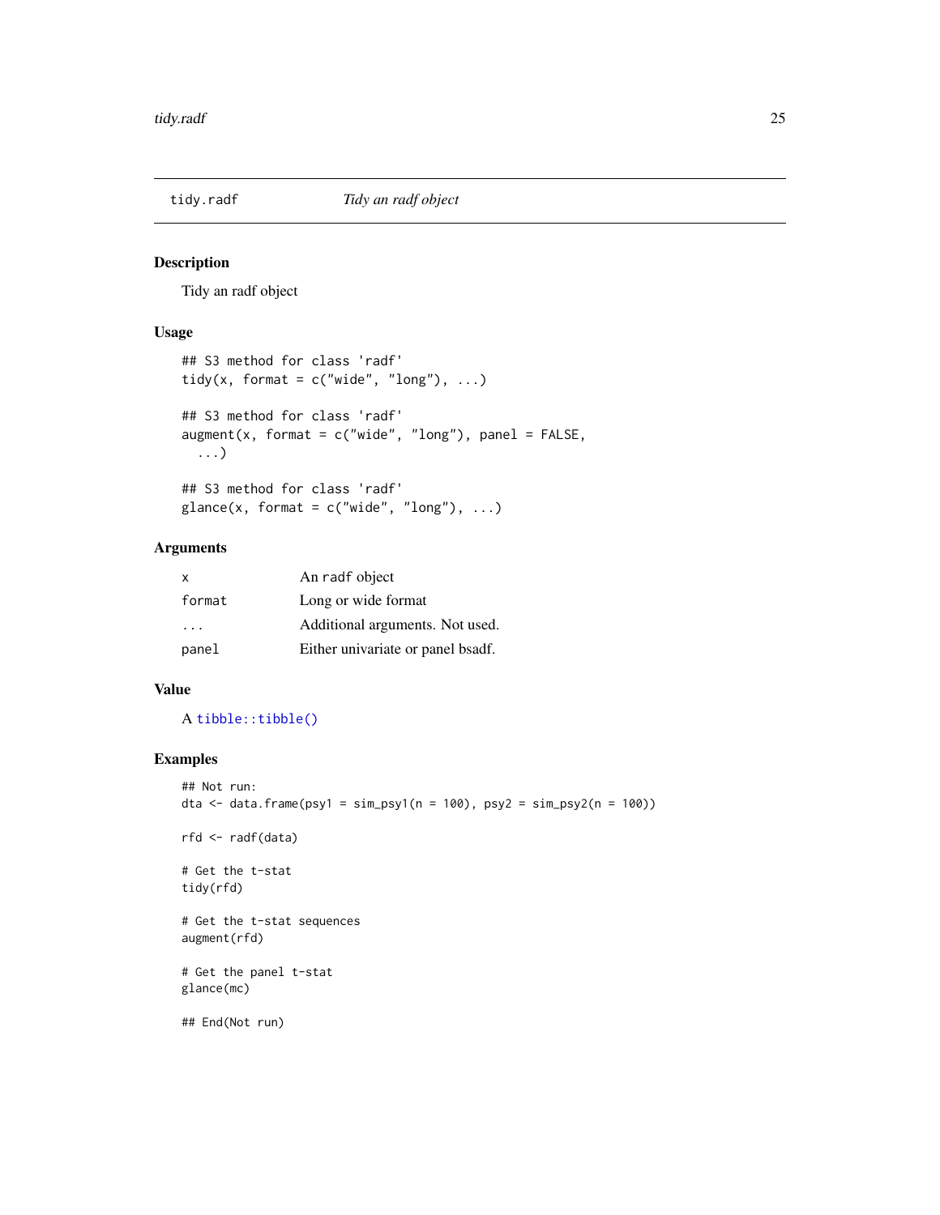## tidy.radf — *Tidy an radf object*

### Description

Tidy an radf object

### Usage

```
## S3 method for class 'radf'
tidy(x, format = c("wide", "long"), ...)

## S3 method for class 'radf'
augment(x, format = c("wide", "long"), panel = FALSE,
  ...)

## S3 method for class 'radf'
glance(x, format = c("wide", "long"), ...)
```

### Arguments

| | |
|---|---|
| x | An radf object |
| format | Long or wide format |
| ... | Additional arguments. Not used. |
| panel | Either univariate or panel bsadf. |

### Value

A `tibble::tibble()`

### Examples

```
## Not run:
dta <- data.frame(psy1 = sim_psy1(n = 100), psy2 = sim_psy2(n = 100))

rfd <- radf(data)

# Get the t-stat
tidy(rfd)

# Get the t-stat sequences
augment(rfd)

# Get the panel t-stat
glance(mc)

## End(Not run)
```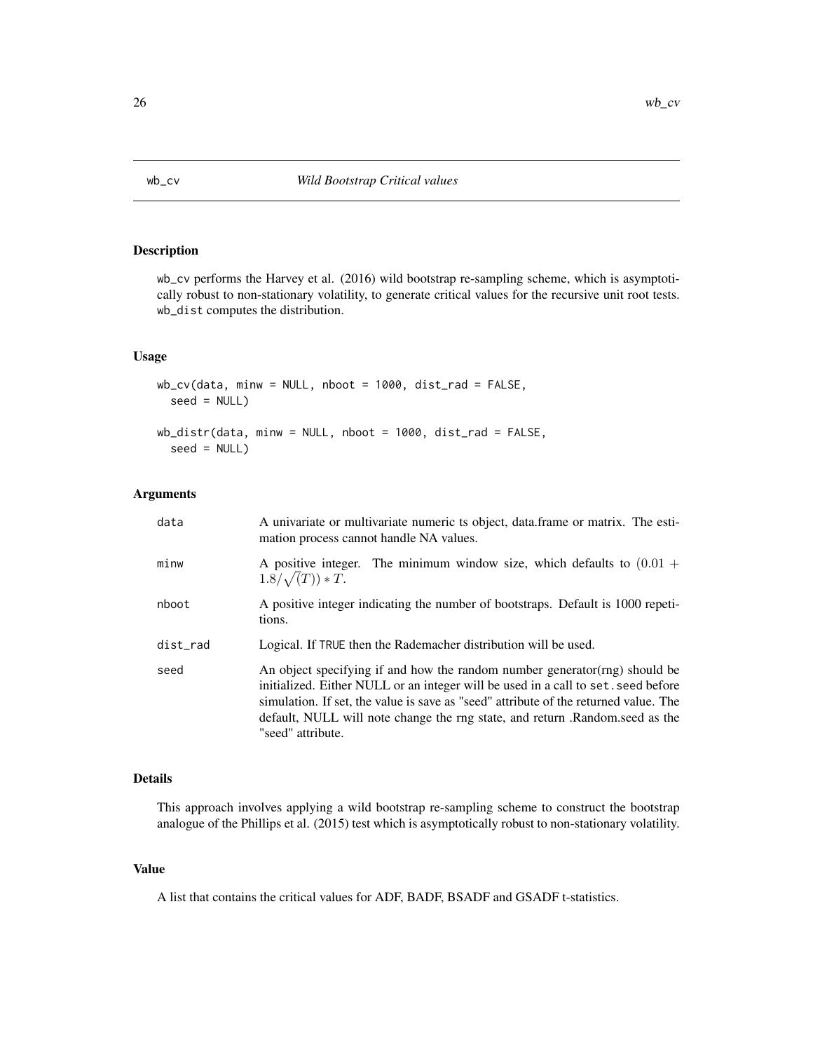# wb_cv — *Wild Bootstrap Critical values*

## Description

wb_cv performs the Harvey et al. (2016) wild bootstrap re-sampling scheme, which is asymptotically robust to non-stationary volatility, to generate critical values for the recursive unit root tests. wb_dist computes the distribution.

## Usage

```
wb_cv(data, minw = NULL, nboot = 1000, dist_rad = FALSE,
  seed = NULL)

wb_distr(data, minw = NULL, nboot = 1000, dist_rad = FALSE,
  seed = NULL)
```

## Arguments

| | |
|---|---|
| data | A univariate or multivariate numeric ts object, data.frame or matrix. The estimation process cannot handle NA values. |
| minw | A positive integer. The minimum window size, which defaults to $(0.01 + 1.8/\sqrt(T)) * T$. |
| nboot | A positive integer indicating the number of bootstraps. Default is 1000 repetitions. |
| dist_rad | Logical. If TRUE then the Rademacher distribution will be used. |
| seed | An object specifying if and how the random number generator(rng) should be initialized. Either NULL or an integer will be used in a call to set.seed before simulation. If set, the value is save as "seed" attribute of the returned value. The default, NULL will note change the rng state, and return .Random.seed as the "seed" attribute. |

## Details

This approach involves applying a wild bootstrap re-sampling scheme to construct the bootstrap analogue of the Phillips et al. (2015) test which is asymptotically robust to non-stationary volatility.

## Value

A list that contains the critical values for ADF, BADF, BSADF and GSADF t-statistics.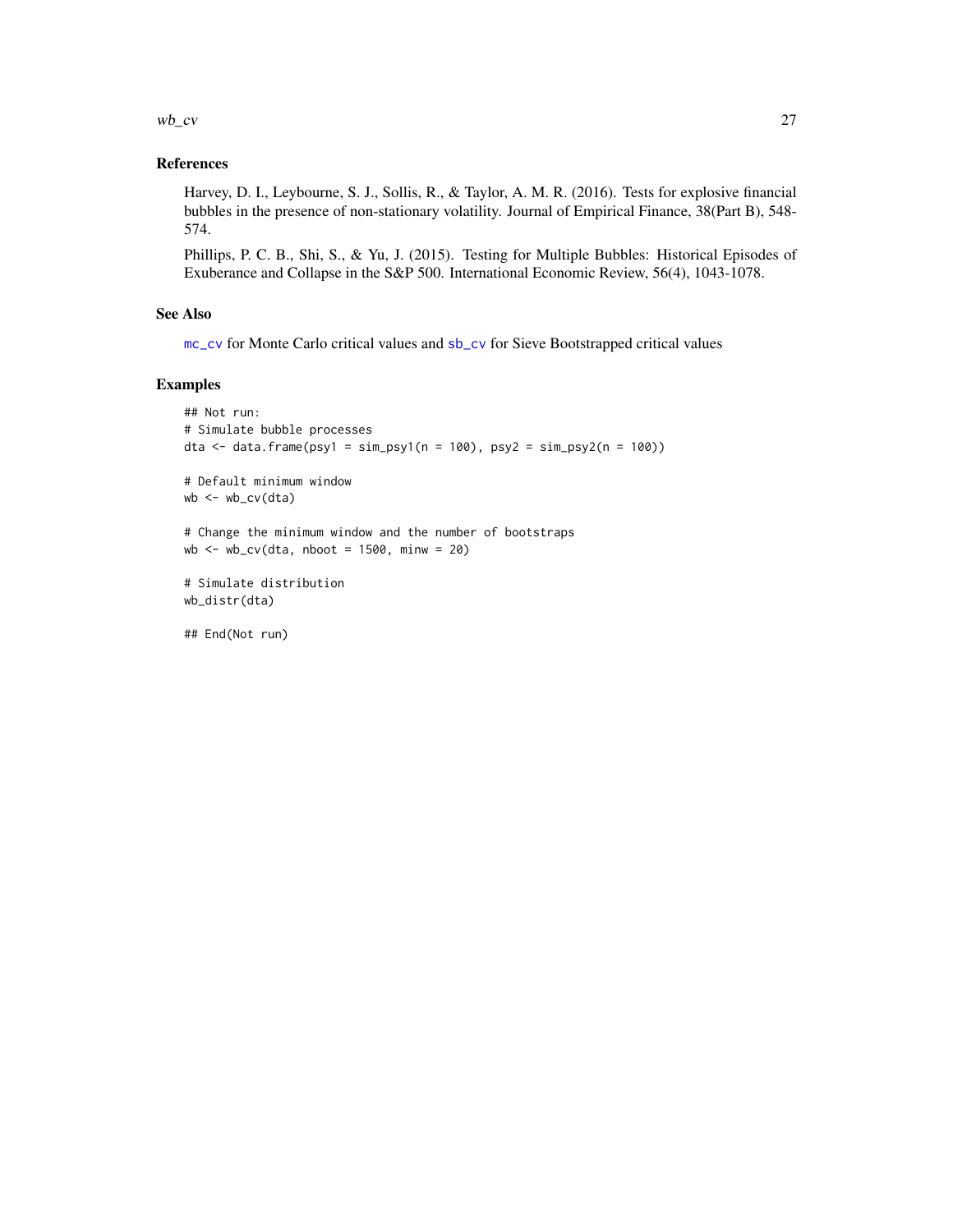### References

Harvey, D. I., Leybourne, S. J., Sollis, R., & Taylor, A. M. R. (2016). Tests for explosive financial bubbles in the presence of non-stationary volatility. Journal of Empirical Finance, 38(Part B), 548-574.

Phillips, P. C. B., Shi, S., & Yu, J. (2015). Testing for Multiple Bubbles: Historical Episodes of Exuberance and Collapse in the S&P 500. International Economic Review, 56(4), 1043-1078.

### See Also

`mc_cv` for Monte Carlo critical values and `sb_cv` for Sieve Bootstrapped critical values

### Examples

```
## Not run:
# Simulate bubble processes
dta <- data.frame(psy1 = sim_psy1(n = 100), psy2 = sim_psy2(n = 100))

# Default minimum window
wb <- wb_cv(dta)

# Change the minimum window and the number of bootstraps
wb <- wb_cv(dta, nboot = 1500, minw = 20)

# Simulate distribution
wb_distr(dta)

## End(Not run)
```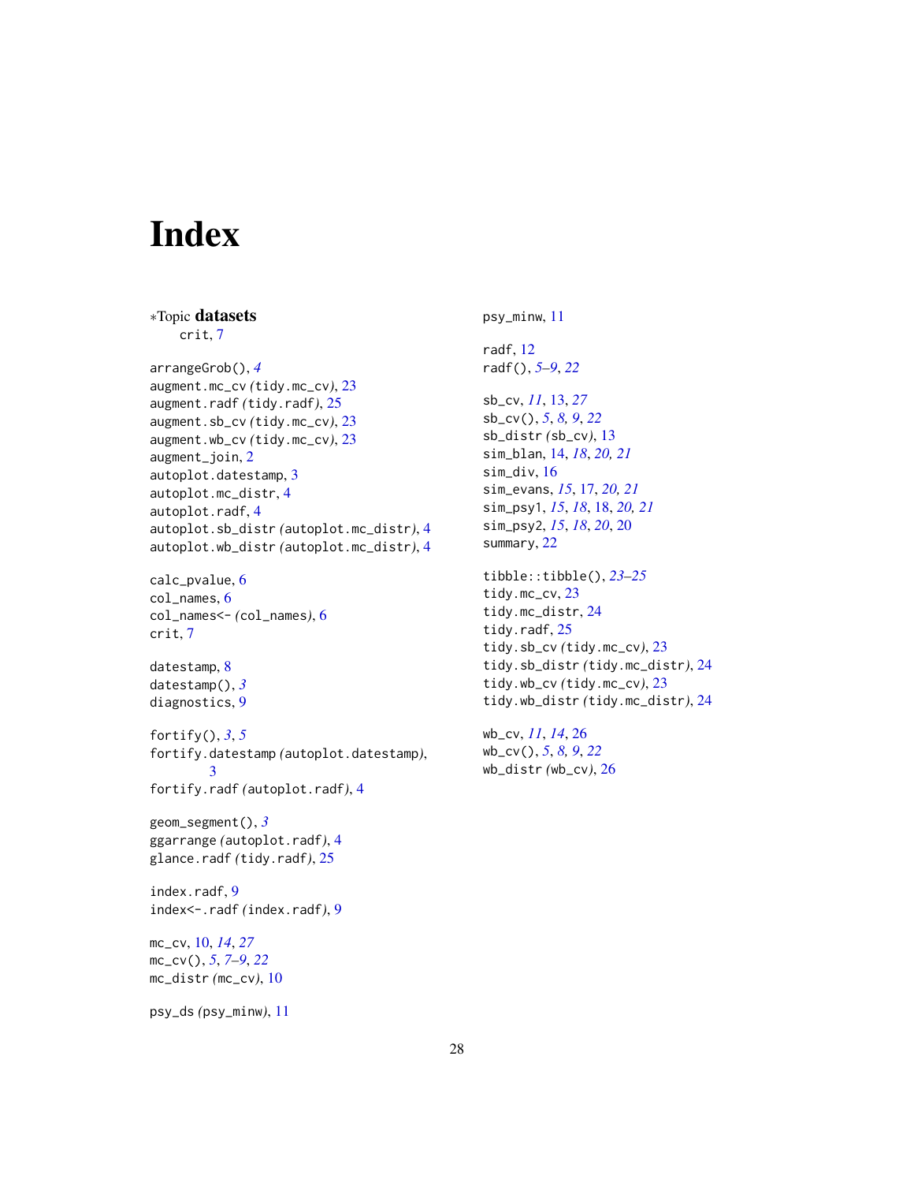# Index

*Topic **datasets**
  crit, 7

arrangeGrob(), *4*
augment.mc_cv *(*tidy.mc_cv*)*, 23
augment.radf *(*tidy.radf*)*, 25
augment.sb_cv *(*tidy.mc_cv*)*, 23
augment.wb_cv *(*tidy.mc_cv*)*, 23
augment_join, 2
autoplot.datestamp, 3
autoplot.mc_distr, 4
autoplot.radf, 4
autoplot.sb_distr *(*autoplot.mc_distr*)*, 4
autoplot.wb_distr *(*autoplot.mc_distr*)*, 4

calc_pvalue, 6
col_names, 6
col_names<- *(*col_names*)*, 6
crit, 7

datestamp, 8
datestamp(), *3*
diagnostics, 9

fortify(), *3*, *5*
fortify.datestamp *(*autoplot.datestamp*)*, 3
fortify.radf *(*autoplot.radf*)*, 4

geom_segment(), *3*
ggarrange *(*autoplot.radf*)*, 4
glance.radf *(*tidy.radf*)*, 25

index.radf, 9
index<-.radf *(*index.radf*)*, 9

mc_cv, 10, *14*, *27*
mc_cv(), *5*, *7–9*, *22*
mc_distr *(*mc_cv*)*, 10

psy_ds *(*psy_minw*)*, 11
psy_minw, 11

radf, 12
radf(), *5–9*, *22*

sb_cv, *11*, 13, *27*
sb_cv(), *5*, *8*, *9*, *22*
sb_distr *(*sb_cv*)*, 13
sim_blan, 14, *18*, *20*, *21*
sim_div, 16
sim_evans, *15*, 17, *20*, *21*
sim_psy1, *15*, *18*, 18, *20*, *21*
sim_psy2, *15*, *18*, *20*, 20
summary, 22

tibble::tibble(), *23–25*
tidy.mc_cv, 23
tidy.mc_distr, 24
tidy.radf, 25
tidy.sb_cv *(*tidy.mc_cv*)*, 23
tidy.sb_distr *(*tidy.mc_distr*)*, 24
tidy.wb_cv *(*tidy.mc_cv*)*, 23
tidy.wb_distr *(*tidy.mc_distr*)*, 24

wb_cv, *11*, *14*, 26
wb_cv(), *5*, *8*, *9*, *22*
wb_distr *(*wb_cv*)*, 26